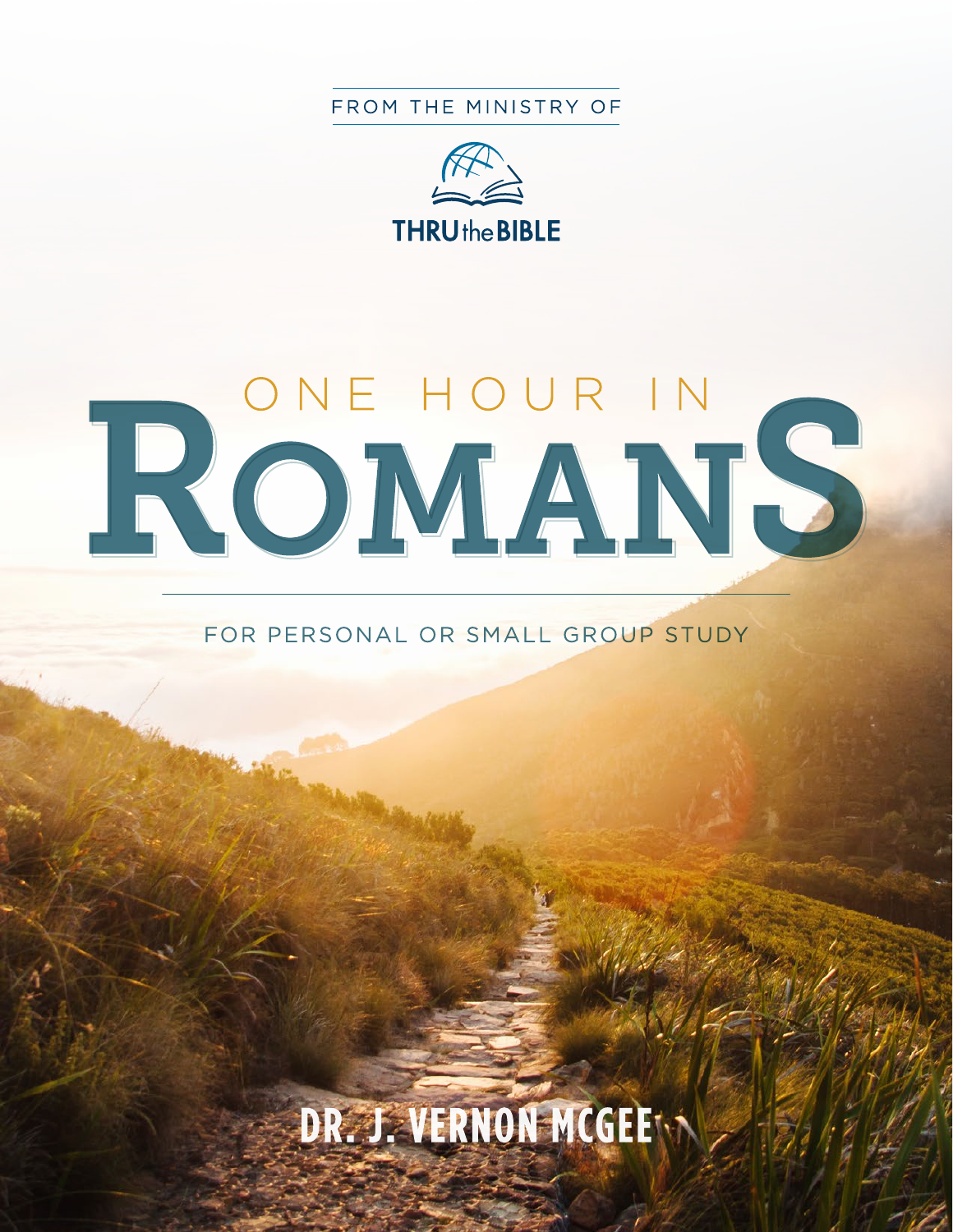FROM THE MINISTRY OF

THRU the BIBLE

# ONE HOUR IN ROMANS

FOR PERSONAL OR SMALL GROUP STUDY

DR. J. VERNON MCGEE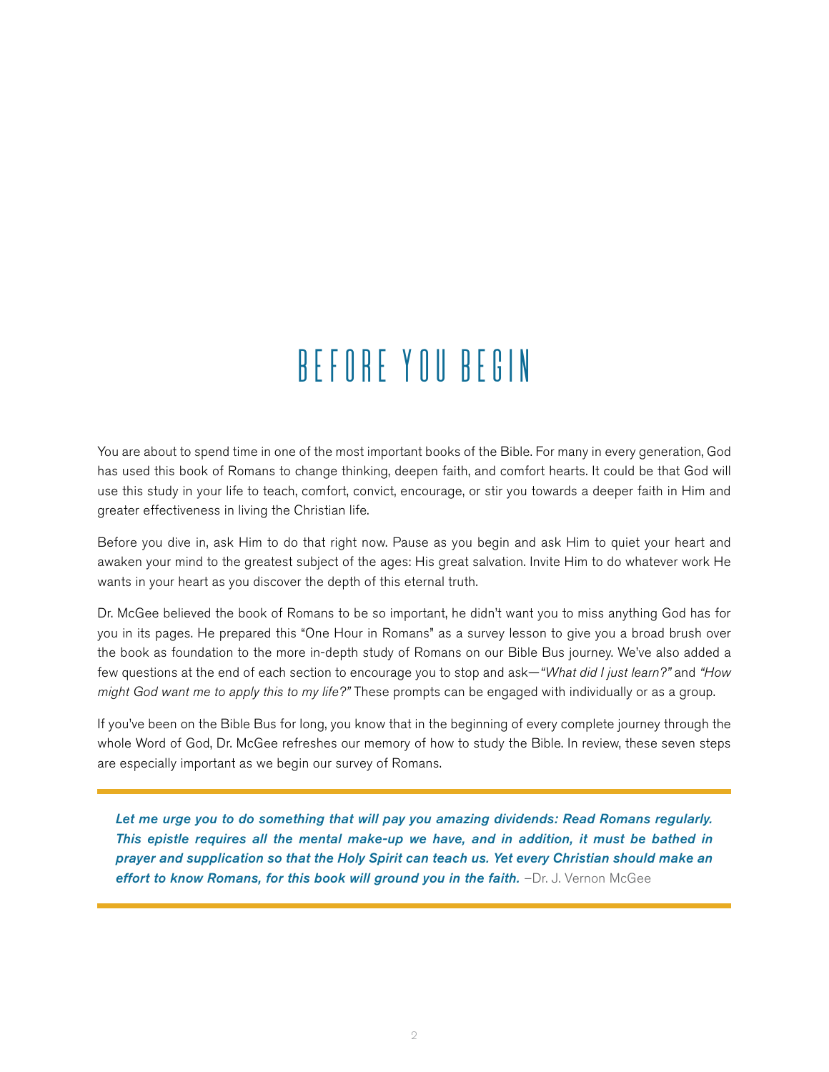# BEFORE YOU BEGIN

You are about to spend time in one of the most important books of the Bible. For many in every generation, God has used this book of Romans to change thinking, deepen faith, and comfort hearts. It could be that God will use this study in your life to teach, comfort, convict, encourage, or stir you towards a deeper faith in Him and greater effectiveness in living the Christian life.

Before you dive in, ask Him to do that right now. Pause as you begin and ask Him to quiet your heart and awaken your mind to the greatest subject of the ages: His great salvation. Invite Him to do whatever work He wants in your heart as you discover the depth of this eternal truth.

Dr. McGee believed the book of Romans to be so important, he didn't want you to miss anything God has for you in its pages. He prepared this "One Hour in Romans" as a survey lesson to give you a broad brush over the book as foundation to the more in-depth study of Romans on our Bible Bus journey. We've also added a few questions at the end of each section to encourage you to stop and ask—*"What did I just learn?"* and *"How might God want me to apply this to my life?"* These prompts can be engaged with individually or as a group.

If you've been on the Bible Bus for long, you know that in the beginning of every complete journey through the whole Word of God, Dr. McGee refreshes our memory of how to study the Bible. In review, these seven steps are especially important as we begin our survey of Romans.

> ***Let me urge you to do something that will pay you amazing dividends: Read Romans regularly. This epistle requires all the mental make-up we have, and in addition, it must be bathed in prayer and supplication so that the Holy Spirit can teach us. Yet every Christian should make an effort to know Romans, for this book will ground you in the faith.*** –Dr. J. Vernon McGee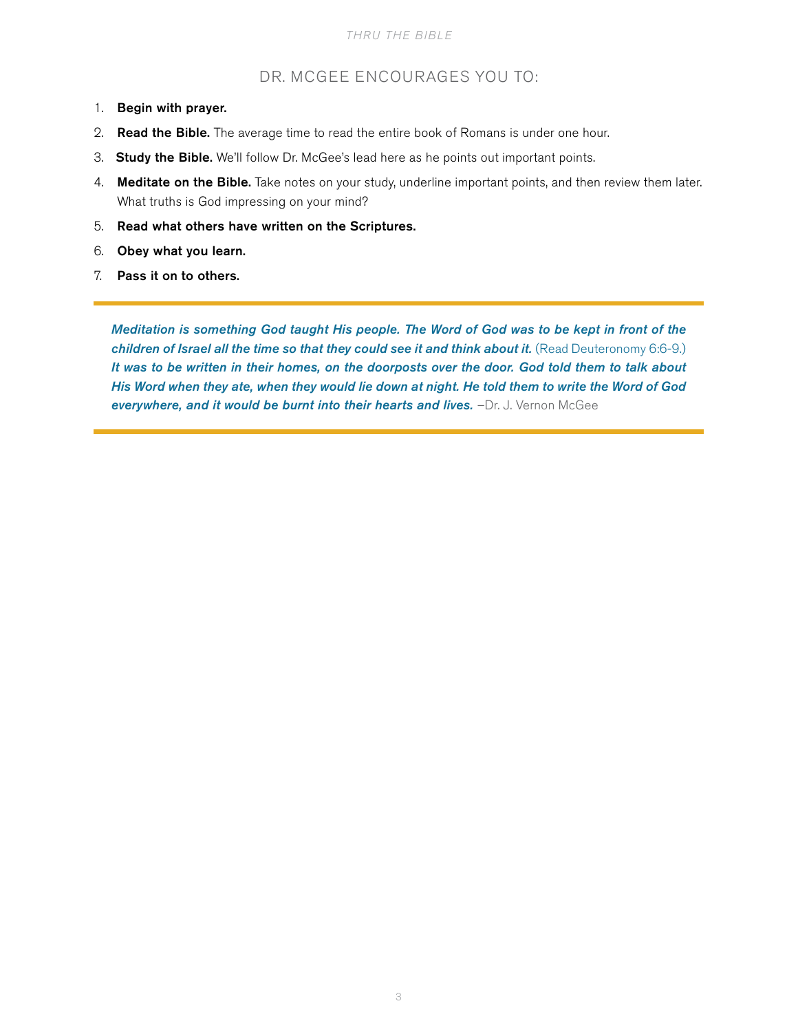## DR. MCGEE ENCOURAGES YOU TO:

1. **Begin with prayer.**
2. **Read the Bible.** The average time to read the entire book of Romans is under one hour.
3. **Study the Bible.** We'll follow Dr. McGee's lead here as he points out important points.
4. **Meditate on the Bible.** Take notes on your study, underline important points, and then review them later. What truths is God impressing on your mind?
5. **Read what others have written on the Scriptures.**
6. **Obey what you learn.**
7. **Pass it on to others.**

---

***Meditation is something God taught His people. The Word of God was to be kept in front of the children of Israel all the time so that they could see it and think about it.*** (Read Deuteronomy 6:6-9.) ***It was to be written in their homes, on the doorposts over the door. God told them to talk about His Word when they ate, when they would lie down at night. He told them to write the Word of God everywhere, and it would be burnt into their hearts and lives.*** –Dr. J. Vernon McGee

---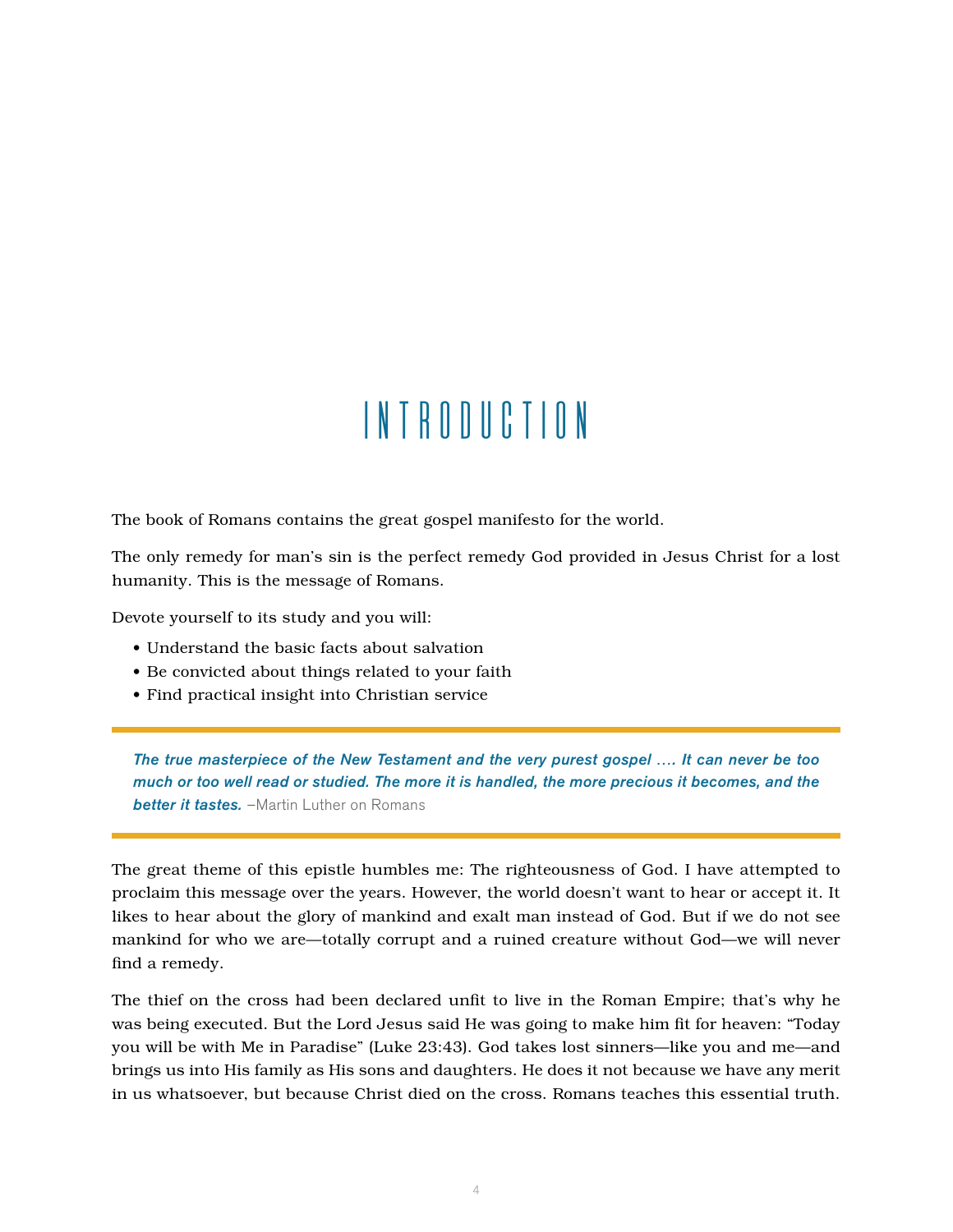# INTRODUCTION

The book of Romans contains the great gospel manifesto for the world.

The only remedy for man's sin is the perfect remedy God provided in Jesus Christ for a lost humanity. This is the message of Romans.

Devote yourself to its study and you will:

- Understand the basic facts about salvation
- Be convicted about things related to your faith
- Find practical insight into Christian service

> ***The true masterpiece of the New Testament and the very purest gospel .... It can never be too much or too well read or studied. The more it is handled, the more precious it becomes, and the better it tastes.*** –Martin Luther on Romans

The great theme of this epistle humbles me: The righteousness of God. I have attempted to proclaim this message over the years. However, the world doesn't want to hear or accept it. It likes to hear about the glory of mankind and exalt man instead of God. But if we do not see mankind for who we are—totally corrupt and a ruined creature without God—we will never find a remedy.

The thief on the cross had been declared unfit to live in the Roman Empire; that's why he was being executed. But the Lord Jesus said He was going to make him fit for heaven: "Today you will be with Me in Paradise" (Luke 23:43). God takes lost sinners—like you and me—and brings us into His family as His sons and daughters. He does it not because we have any merit in us whatsoever, but because Christ died on the cross. Romans teaches this essential truth.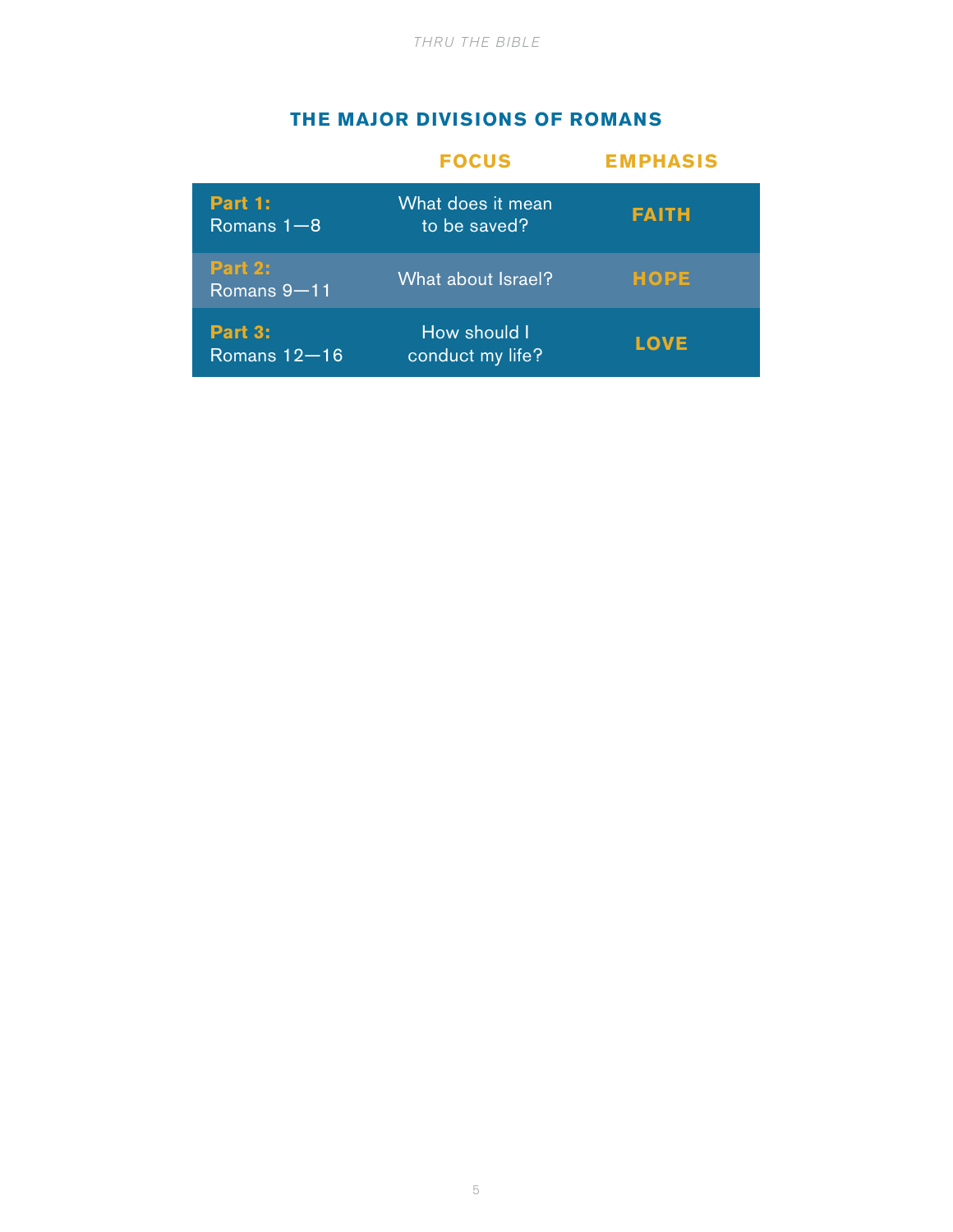## THE MAJOR DIVISIONS OF ROMANS

| | FOCUS | EMPHASIS |
|---|---|---|
| **Part 1:** Romans 1—8 | What does it mean to be saved? | **FAITH** |
| **Part 2:** Romans 9—11 | What about Israel? | **HOPE** |
| **Part 3:** Romans 12—16 | How should I conduct my life? | **LOVE** |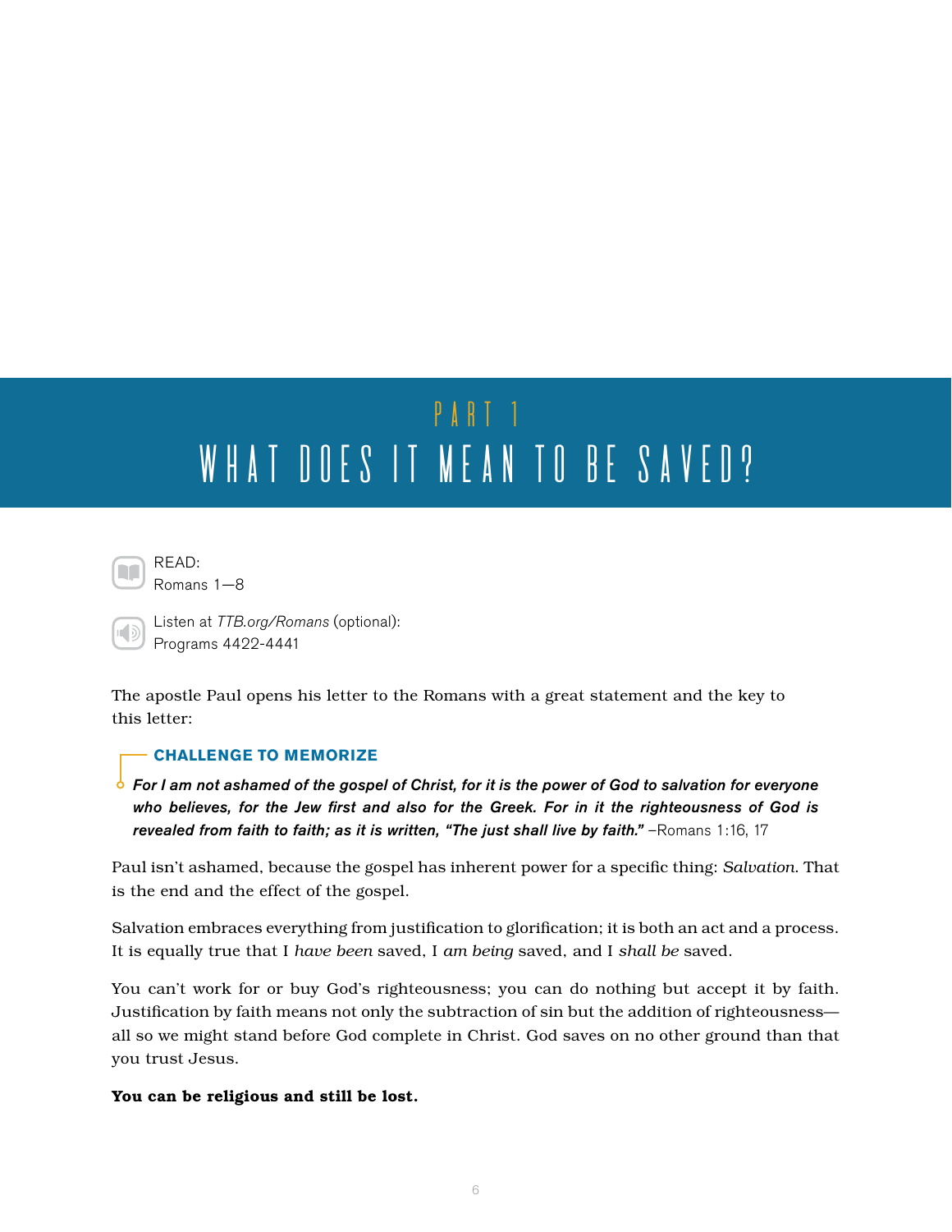# PART 1
# WHAT DOES IT MEAN TO BE SAVED?

READ:
Romans 1—8

Listen at *TTB.org/Romans* (optional):
Programs 4422-4441

The apostle Paul opens his letter to the Romans with a great statement and the key to this letter:

### CHALLENGE TO MEMORIZE

***For I am not ashamed of the gospel of Christ, for it is the power of God to salvation for everyone who believes, for the Jew first and also for the Greek. For in it the righteousness of God is revealed from faith to faith; as it is written, "The just shall live by faith."*** –Romans 1:16, 17

Paul isn't ashamed, because the gospel has inherent power for a specific thing: *Salvation*. That is the end and the effect of the gospel.

Salvation embraces everything from justification to glorification; it is both an act and a process. It is equally true that I *have been* saved, I *am being* saved, and I *shall be* saved.

You can't work for or buy God's righteousness; you can do nothing but accept it by faith. Justification by faith means not only the subtraction of sin but the addition of righteousness—all so we might stand before God complete in Christ. God saves on no other ground than that you trust Jesus.

**You can be religious and still be lost.**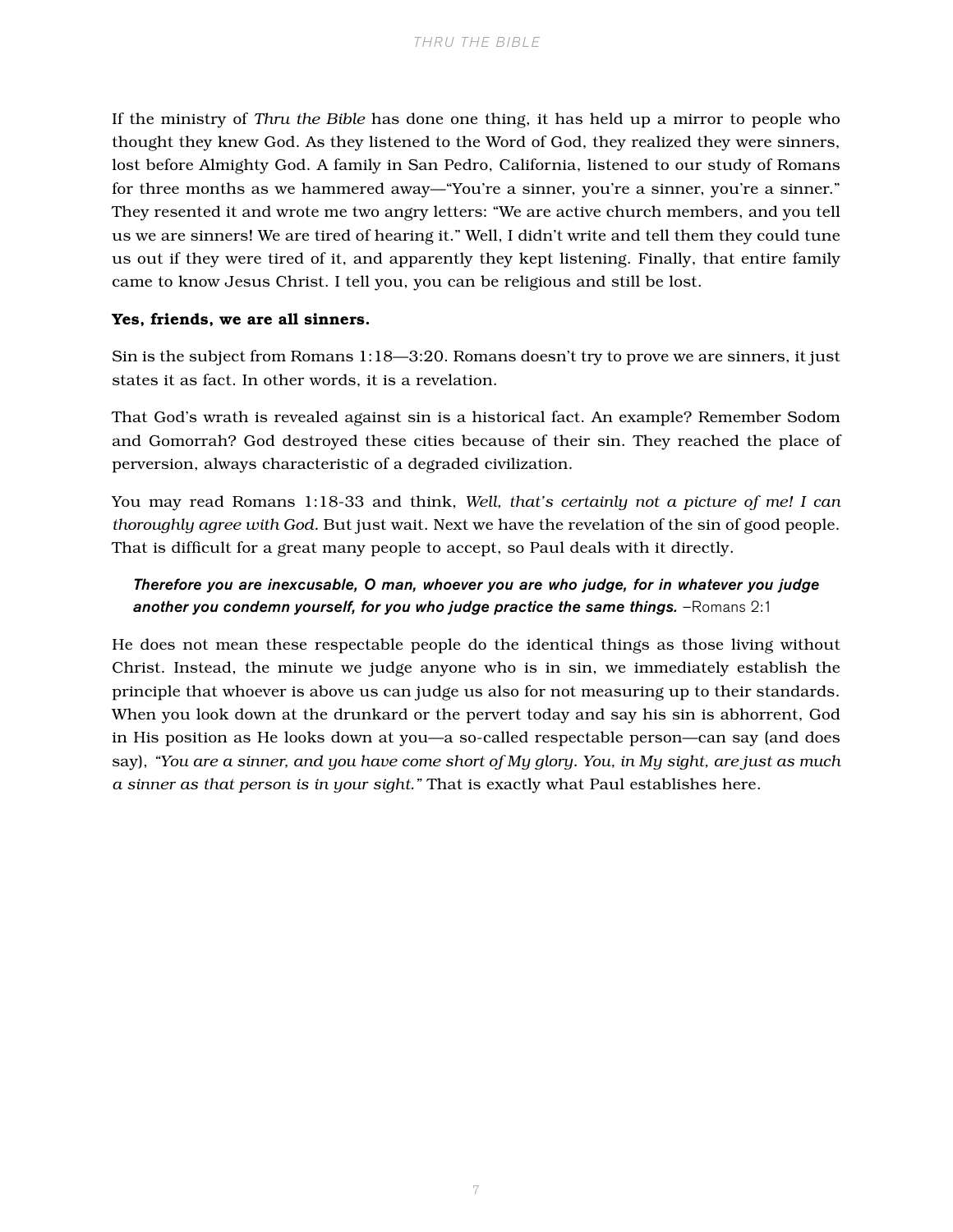If the ministry of *Thru the Bible* has done one thing, it has held up a mirror to people who thought they knew God. As they listened to the Word of God, they realized they were sinners, lost before Almighty God. A family in San Pedro, California, listened to our study of Romans for three months as we hammered away—"You're a sinner, you're a sinner, you're a sinner." They resented it and wrote me two angry letters: "We are active church members, and you tell us we are sinners! We are tired of hearing it." Well, I didn't write and tell them they could tune us out if they were tired of it, and apparently they kept listening. Finally, that entire family came to know Jesus Christ. I tell you, you can be religious and still be lost.

**Yes, friends, we are all sinners.**

Sin is the subject from Romans 1:18—3:20. Romans doesn't try to prove we are sinners, it just states it as fact. In other words, it is a revelation.

That God's wrath is revealed against sin is a historical fact. An example? Remember Sodom and Gomorrah? God destroyed these cities because of their sin. They reached the place of perversion, always characteristic of a degraded civilization.

You may read Romans 1:18-33 and think, *Well, that's certainly not a picture of me! I can thoroughly agree with God.* But just wait. Next we have the revelation of the sin of good people. That is difficult for a great many people to accept, so Paul deals with it directly.

> ***Therefore you are inexcusable, O man, whoever you are who judge, for in whatever you judge another you condemn yourself, for you who judge practice the same things.*** –Romans 2:1

He does not mean these respectable people do the identical things as those living without Christ. Instead, the minute we judge anyone who is in sin, we immediately establish the principle that whoever is above us can judge us also for not measuring up to their standards. When you look down at the drunkard or the pervert today and say his sin is abhorrent, God in His position as He looks down at you—a so-called respectable person—can say (and does say), *"You are a sinner, and you have come short of My glory. You, in My sight, are just as much a sinner as that person is in your sight."* That is exactly what Paul establishes here.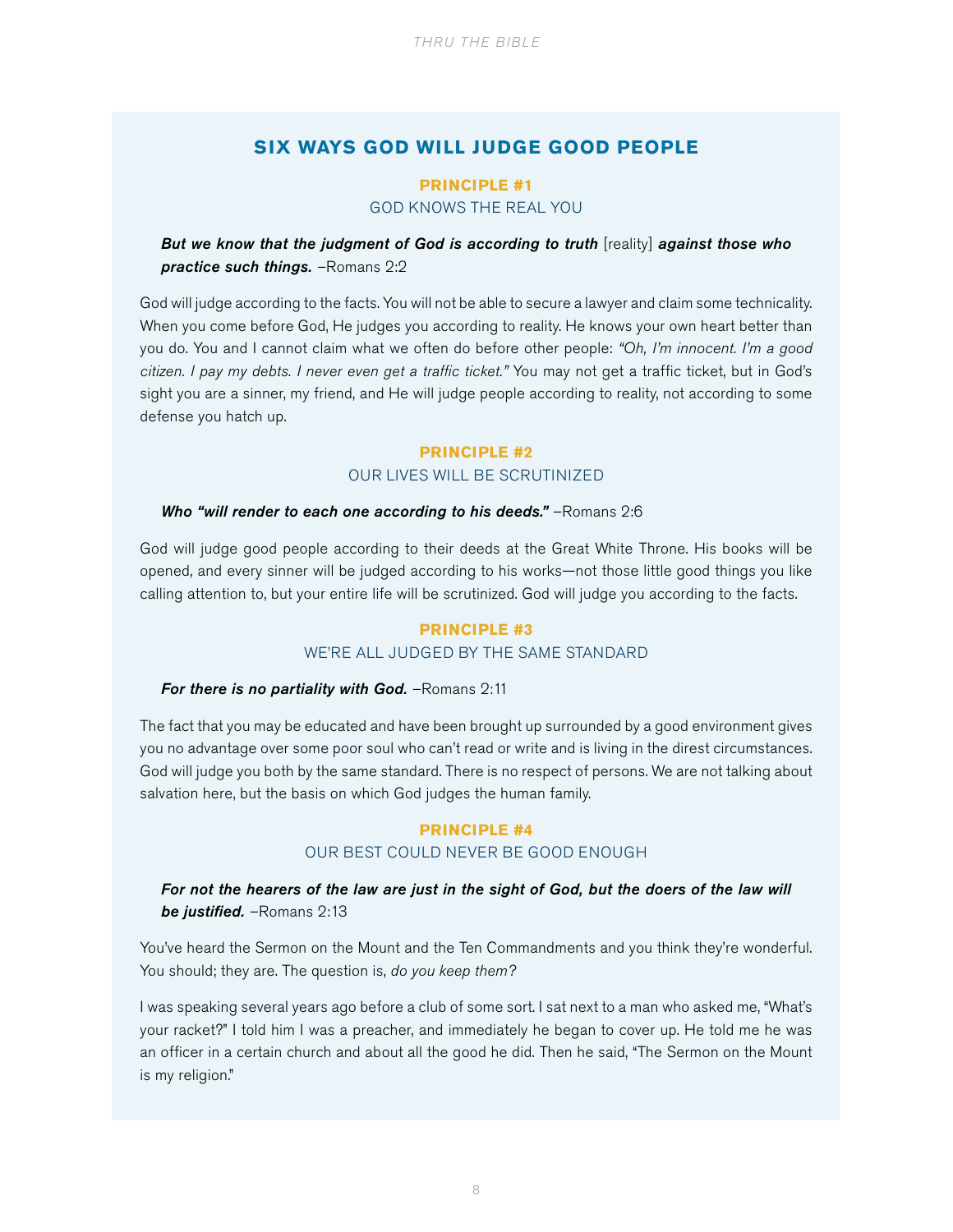## SIX WAYS GOD WILL JUDGE GOOD PEOPLE

### PRINCIPLE #1

GOD KNOWS THE REAL YOU

> ***But we know that the judgment of God is according to truth*** [reality] ***against those who practice such things.*** –Romans 2:2

God will judge according to the facts. You will not be able to secure a lawyer and claim some technicality. When you come before God, He judges you according to reality. He knows your own heart better than you do. You and I cannot claim what we often do before other people: *"Oh, I'm innocent. I'm a good citizen. I pay my debts. I never even get a traffic ticket."* You may not get a traffic ticket, but in God's sight you are a sinner, my friend, and He will judge people according to reality, not according to some defense you hatch up.

### PRINCIPLE #2

OUR LIVES WILL BE SCRUTINIZED

> ***Who "will render to each one according to his deeds."*** –Romans 2:6

God will judge good people according to their deeds at the Great White Throne. His books will be opened, and every sinner will be judged according to his works—not those little good things you like calling attention to, but your entire life will be scrutinized. God will judge you according to the facts.

### PRINCIPLE #3

WE'RE ALL JUDGED BY THE SAME STANDARD

> ***For there is no partiality with God.*** –Romans 2:11

The fact that you may be educated and have been brought up surrounded by a good environment gives you no advantage over some poor soul who can't read or write and is living in the direst circumstances. God will judge you both by the same standard. There is no respect of persons. We are not talking about salvation here, but the basis on which God judges the human family.

### PRINCIPLE #4

OUR BEST COULD NEVER BE GOOD ENOUGH

> ***For not the hearers of the law are just in the sight of God, but the doers of the law will be justified.*** –Romans 2:13

You've heard the Sermon on the Mount and the Ten Commandments and you think they're wonderful. You should; they are. The question is, *do you keep them?*

I was speaking several years ago before a club of some sort. I sat next to a man who asked me, "What's your racket?" I told him I was a preacher, and immediately he began to cover up. He told me he was an officer in a certain church and about all the good he did. Then he said, "The Sermon on the Mount is my religion."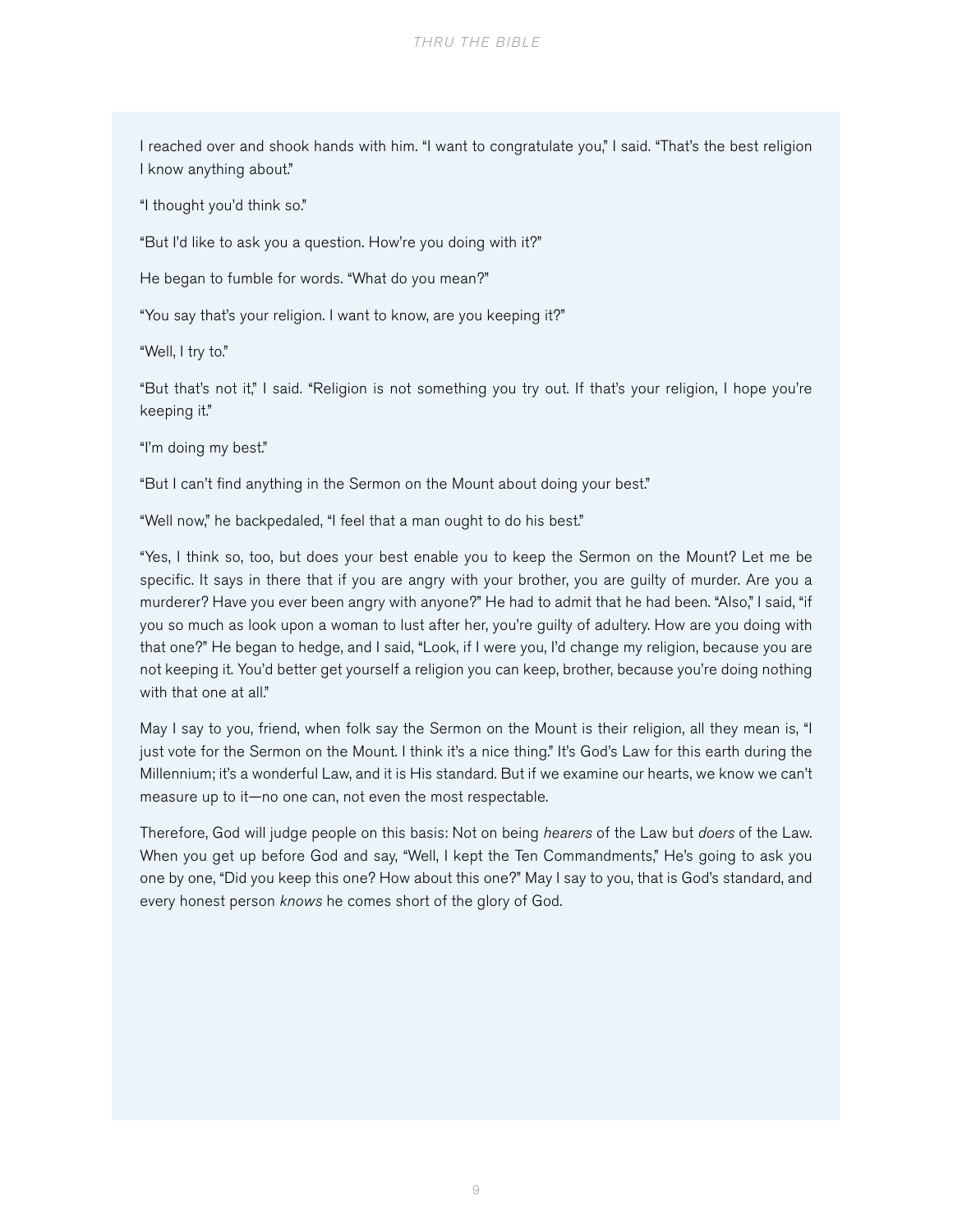I reached over and shook hands with him. "I want to congratulate you," I said. "That's the best religion I know anything about."

"I thought you'd think so."

"But I'd like to ask you a question. How're you doing with it?"

He began to fumble for words. "What do you mean?"

"You say that's your religion. I want to know, are you keeping it?"

"Well, I try to."

"But that's not it," I said. "Religion is not something you try out. If that's your religion, I hope you're keeping it."

"I'm doing my best."

"But I can't find anything in the Sermon on the Mount about doing your best."

"Well now," he backpedaled, "I feel that a man ought to do his best."

"Yes, I think so, too, but does your best enable you to keep the Sermon on the Mount? Let me be specific. It says in there that if you are angry with your brother, you are guilty of murder. Are you a murderer? Have you ever been angry with anyone?" He had to admit that he had been. "Also," I said, "if you so much as look upon a woman to lust after her, you're guilty of adultery. How are you doing with that one?" He began to hedge, and I said, "Look, if I were you, I'd change my religion, because you are not keeping it. You'd better get yourself a religion you can keep, brother, because you're doing nothing with that one at all."

May I say to you, friend, when folk say the Sermon on the Mount is their religion, all they mean is, "I just vote for the Sermon on the Mount. I think it's a nice thing." It's God's Law for this earth during the Millennium; it's a wonderful Law, and it is His standard. But if we examine our hearts, we know we can't measure up to it—no one can, not even the most respectable.

Therefore, God will judge people on this basis: Not on being *hearers* of the Law but *doers* of the Law. When you get up before God and say, "Well, I kept the Ten Commandments," He's going to ask you one by one, "Did you keep this one? How about this one?" May I say to you, that is God's standard, and every honest person *knows* he comes short of the glory of God.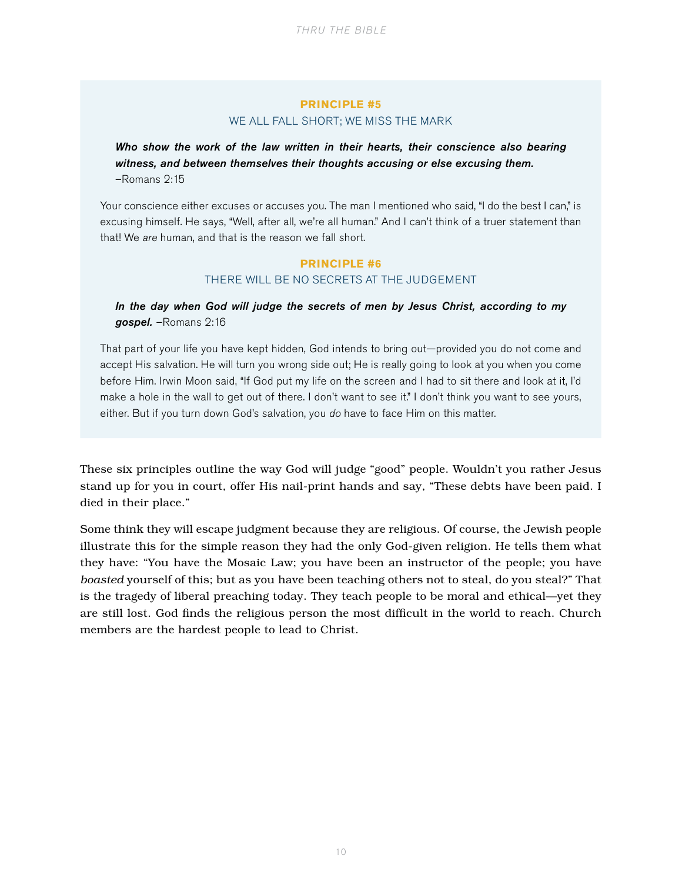### PRINCIPLE #5

WE ALL FALL SHORT; WE MISS THE MARK

***Who show the work of the law written in their hearts, their conscience also bearing witness, and between themselves their thoughts accusing or else excusing them.*** –Romans 2:15

Your conscience either excuses or accuses you. The man I mentioned who said, "I do the best I can," is excusing himself. He says, "Well, after all, we're all human." And I can't think of a truer statement than that! We *are* human, and that is the reason we fall short.

### PRINCIPLE #6

THERE WILL BE NO SECRETS AT THE JUDGEMENT

***In the day when God will judge the secrets of men by Jesus Christ, according to my gospel.*** –Romans 2:16

That part of your life you have kept hidden, God intends to bring out—provided you do not come and accept His salvation. He will turn you wrong side out; He is really going to look at you when you come before Him. Irwin Moon said, "If God put my life on the screen and I had to sit there and look at it, I'd make a hole in the wall to get out of there. I don't want to see it." I don't think you want to see yours, either. But if you turn down God's salvation, you *do* have to face Him on this matter.

These six principles outline the way God will judge "good" people. Wouldn't you rather Jesus stand up for you in court, offer His nail-print hands and say, "These debts have been paid. I died in their place."

Some think they will escape judgment because they are religious. Of course, the Jewish people illustrate this for the simple reason they had the only God-given religion. He tells them what they have: "You have the Mosaic Law; you have been an instructor of the people; you have *boasted* yourself of this; but as you have been teaching others not to steal, do you steal?" That is the tragedy of liberal preaching today. They teach people to be moral and ethical—yet they are still lost. God finds the religious person the most difficult in the world to reach. Church members are the hardest people to lead to Christ.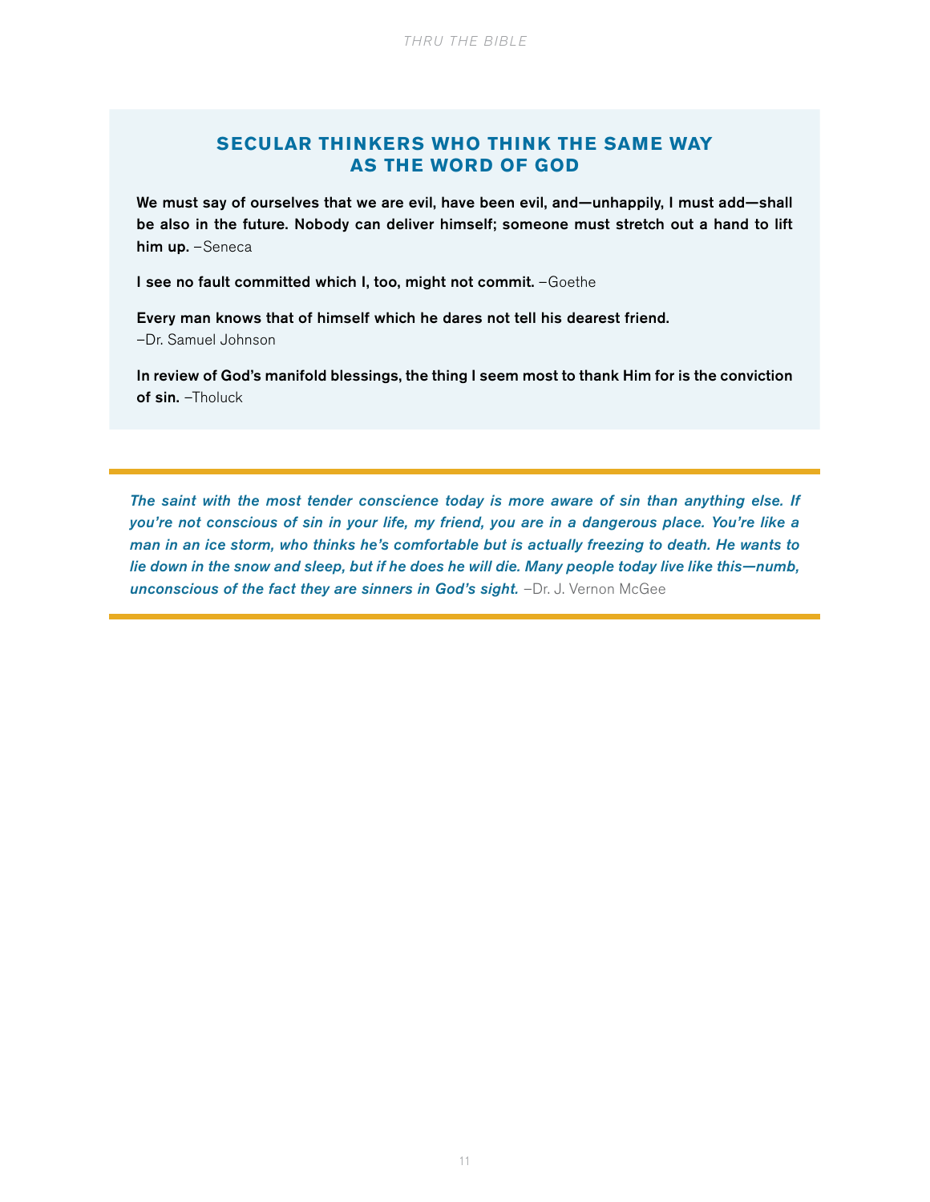## SECULAR THINKERS WHO THINK THE SAME WAY AS THE WORD OF GOD

**We must say of ourselves that we are evil, have been evil, and—unhappily, I must add—shall be also in the future. Nobody can deliver himself; someone must stretch out a hand to lift him up.** –Seneca

**I see no fault committed which I, too, might not commit.** –Goethe

**Every man knows that of himself which he dares not tell his dearest friend.** –Dr. Samuel Johnson

**In review of God's manifold blessings, the thing I seem most to thank Him for is the conviction of sin.** –Tholuck

---

***The saint with the most tender conscience today is more aware of sin than anything else. If you're not conscious of sin in your life, my friend, you are in a dangerous place. You're like a man in an ice storm, who thinks he's comfortable but is actually freezing to death. He wants to lie down in the snow and sleep, but if he does he will die. Many people today live like this—numb, unconscious of the fact they are sinners in God's sight.*** –Dr. J. Vernon McGee

---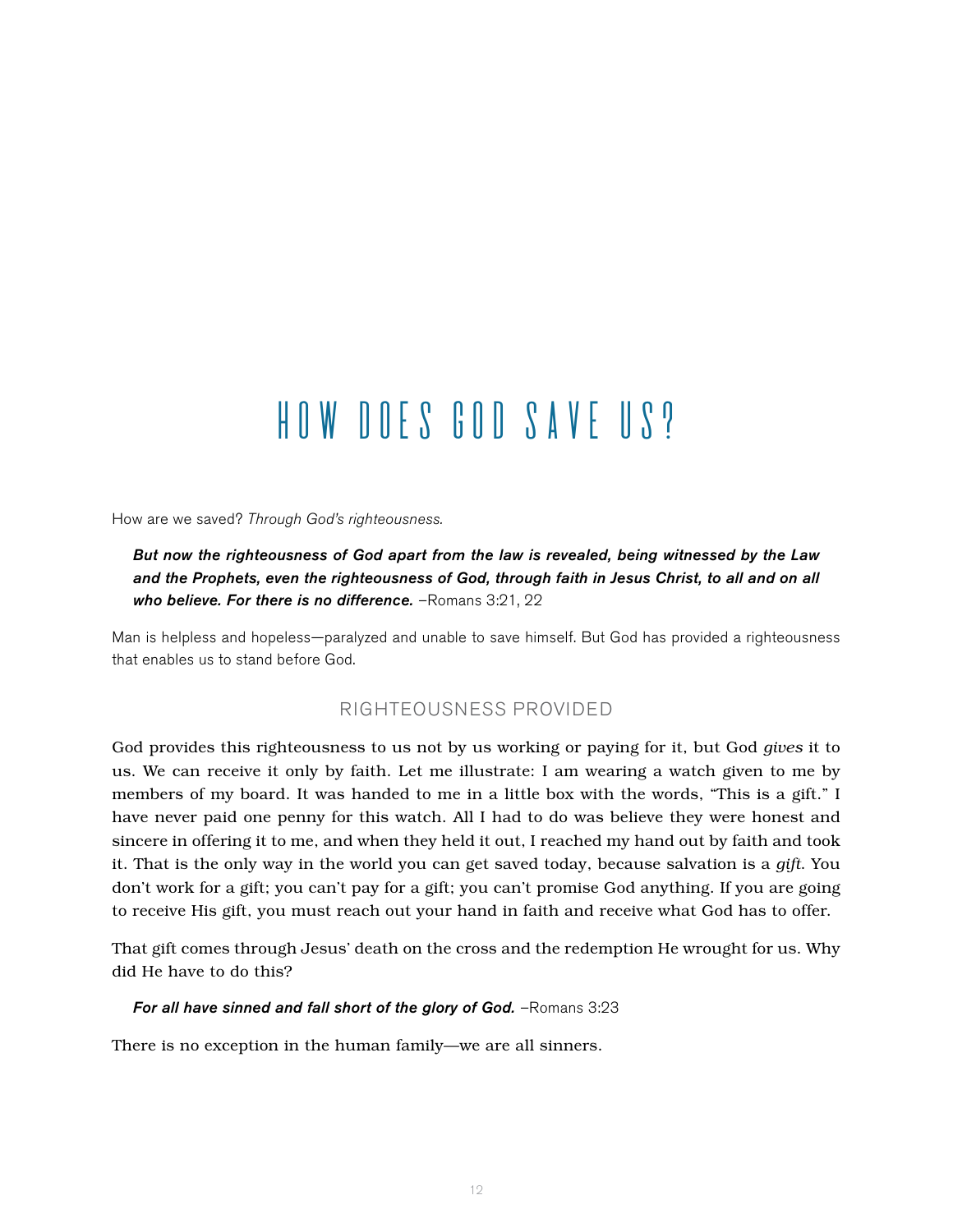# HOW DOES GOD SAVE US?

How are we saved? *Through God's righteousness.*

> ***But now the righteousness of God apart from the law is revealed, being witnessed by the Law and the Prophets, even the righteousness of God, through faith in Jesus Christ, to all and on all who believe. For there is no difference.*** –Romans 3:21, 22

Man is helpless and hopeless—paralyzed and unable to save himself. But God has provided a righteousness that enables us to stand before God.

## RIGHTEOUSNESS PROVIDED

God provides this righteousness to us not by us working or paying for it, but God *gives* it to us. We can receive it only by faith. Let me illustrate: I am wearing a watch given to me by members of my board. It was handed to me in a little box with the words, "This is a gift." I have never paid one penny for this watch. All I had to do was believe they were honest and sincere in offering it to me, and when they held it out, I reached my hand out by faith and took it. That is the only way in the world you can get saved today, because salvation is a *gift*. You don't work for a gift; you can't pay for a gift; you can't promise God anything. If you are going to receive His gift, you must reach out your hand in faith and receive what God has to offer.

That gift comes through Jesus' death on the cross and the redemption He wrought for us. Why did He have to do this?

> ***For all have sinned and fall short of the glory of God.*** –Romans 3:23

There is no exception in the human family—we are all sinners.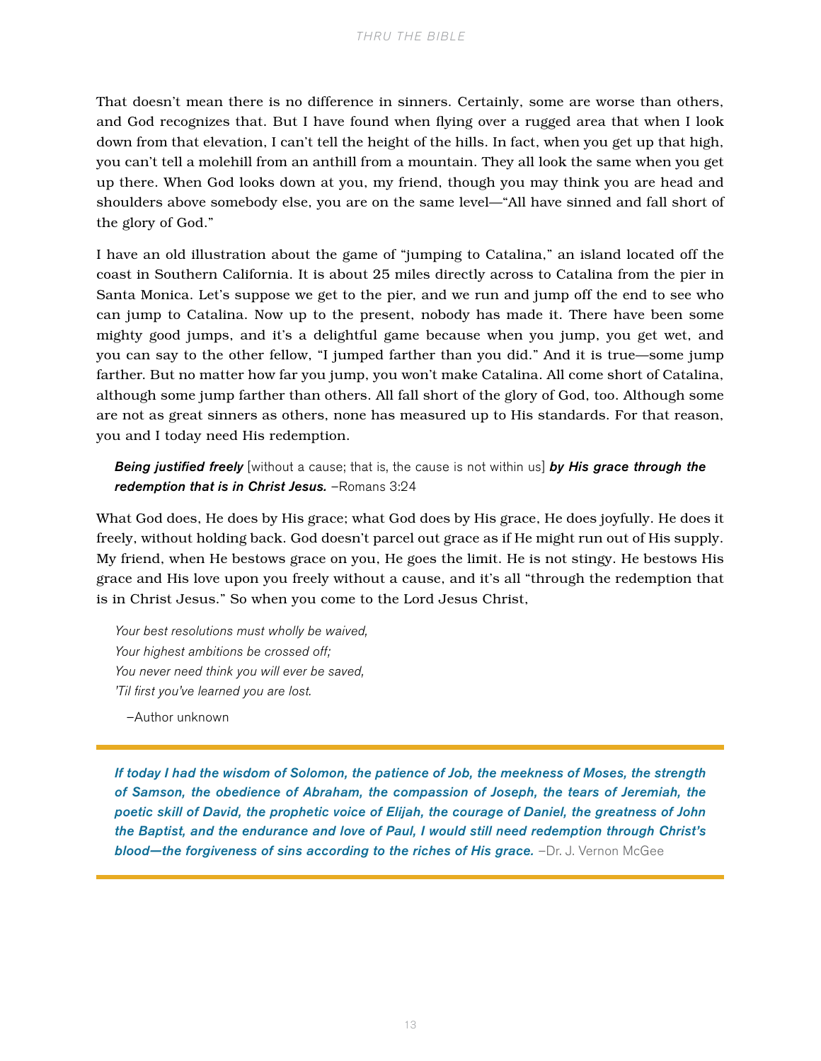That doesn't mean there is no difference in sinners. Certainly, some are worse than others, and God recognizes that. But I have found when flying over a rugged area that when I look down from that elevation, I can't tell the height of the hills. In fact, when you get up that high, you can't tell a molehill from an anthill from a mountain. They all look the same when you get up there. When God looks down at you, my friend, though you may think you are head and shoulders above somebody else, you are on the same level—"All have sinned and fall short of the glory of God."

I have an old illustration about the game of "jumping to Catalina," an island located off the coast in Southern California. It is about 25 miles directly across to Catalina from the pier in Santa Monica. Let's suppose we get to the pier, and we run and jump off the end to see who can jump to Catalina. Now up to the present, nobody has made it. There have been some mighty good jumps, and it's a delightful game because when you jump, you get wet, and you can say to the other fellow, "I jumped farther than you did." And it is true—some jump farther. But no matter how far you jump, you won't make Catalina. All come short of Catalina, although some jump farther than others. All fall short of the glory of God, too. Although some are not as great sinners as others, none has measured up to His standards. For that reason, you and I today need His redemption.

> ***Being justified freely*** [without a cause; that is, the cause is not within us] ***by His grace through the redemption that is in Christ Jesus.*** –Romans 3:24

What God does, He does by His grace; what God does by His grace, He does joyfully. He does it freely, without holding back. God doesn't parcel out grace as if He might run out of His supply. My friend, when He bestows grace on you, He goes the limit. He is not stingy. He bestows His grace and His love upon you freely without a cause, and it's all "through the redemption that is in Christ Jesus." So when you come to the Lord Jesus Christ,

> *Your best resolutions must wholly be waived,*
> *Your highest ambitions be crossed off;*
> *You never need think you will ever be saved,*
> *'Til first you've learned you are lost.*
>
> –Author unknown

---

***If today I had the wisdom of Solomon, the patience of Job, the meekness of Moses, the strength of Samson, the obedience of Abraham, the compassion of Joseph, the tears of Jeremiah, the poetic skill of David, the prophetic voice of Elijah, the courage of Daniel, the greatness of John the Baptist, and the endurance and love of Paul, I would still need redemption through Christ's blood—the forgiveness of sins according to the riches of His grace.*** –Dr. J. Vernon McGee

---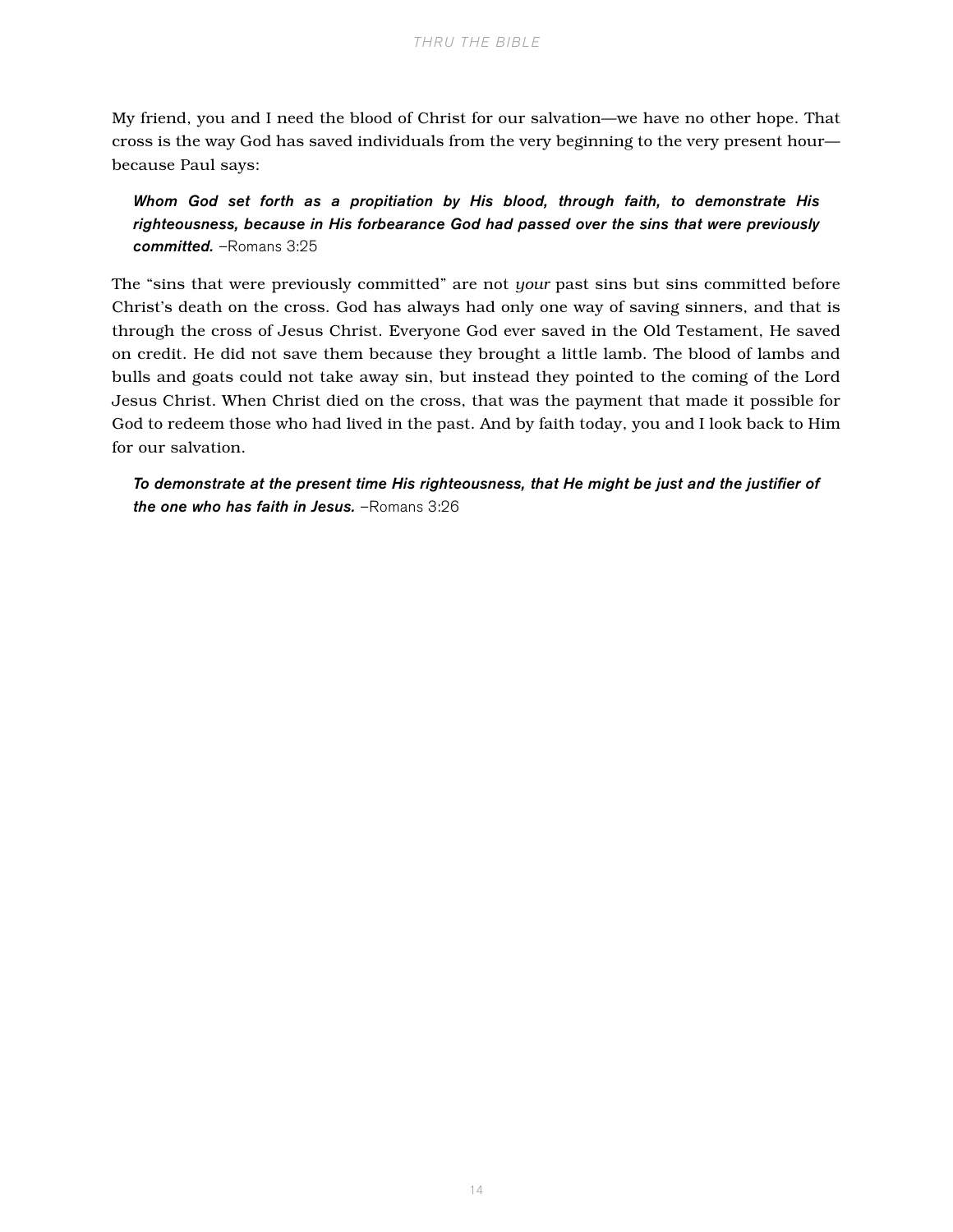My friend, you and I need the blood of Christ for our salvation—we have no other hope. That cross is the way God has saved individuals from the very beginning to the very present hour—because Paul says:

> ***Whom God set forth as a propitiation by His blood, through faith, to demonstrate His righteousness, because in His forbearance God had passed over the sins that were previously committed.*** –Romans 3:25

The "sins that were previously committed" are not *your* past sins but sins committed before Christ's death on the cross. God has always had only one way of saving sinners, and that is through the cross of Jesus Christ. Everyone God ever saved in the Old Testament, He saved on credit. He did not save them because they brought a little lamb. The blood of lambs and bulls and goats could not take away sin, but instead they pointed to the coming of the Lord Jesus Christ. When Christ died on the cross, that was the payment that made it possible for God to redeem those who had lived in the past. And by faith today, you and I look back to Him for our salvation.

> ***To demonstrate at the present time His righteousness, that He might be just and the justifier of the one who has faith in Jesus.*** –Romans 3:26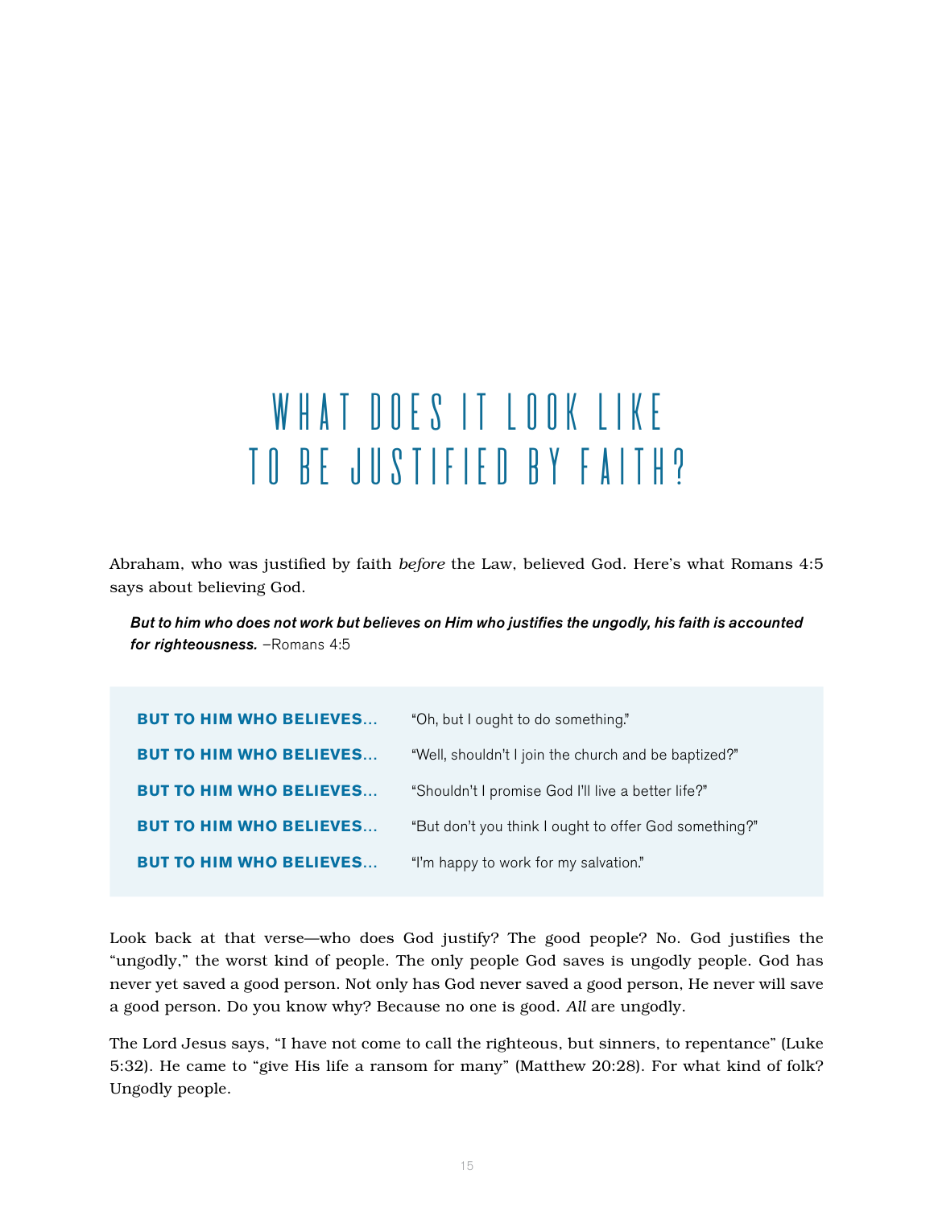# WHAT DOES IT LOOK LIKE TO BE JUSTIFIED BY FAITH?

Abraham, who was justified by faith *before* the Law, believed God. Here's what Romans 4:5 says about believing God.

> ***But to him who does not work but believes on Him who justifies the ungodly, his faith is accounted for righteousness.*** –Romans 4:5

| | |
|---|---|
| **BUT TO HIM WHO BELIEVES...** | "Oh, but I ought to do something." |
| **BUT TO HIM WHO BELIEVES...** | "Well, shouldn't I join the church and be baptized?" |
| **BUT TO HIM WHO BELIEVES...** | "Shouldn't I promise God I'll live a better life?" |
| **BUT TO HIM WHO BELIEVES...** | "But don't you think I ought to offer God something?" |
| **BUT TO HIM WHO BELIEVES...** | "I'm happy to work for my salvation." |

Look back at that verse—who does God justify? The good people? No. God justifies the "ungodly," the worst kind of people. The only people God saves is ungodly people. God has never yet saved a good person. Not only has God never saved a good person, He never will save a good person. Do you know why? Because no one is good. *All* are ungodly.

The Lord Jesus says, "I have not come to call the righteous, but sinners, to repentance" (Luke 5:32). He came to "give His life a ransom for many" (Matthew 20:28). For what kind of folk? Ungodly people.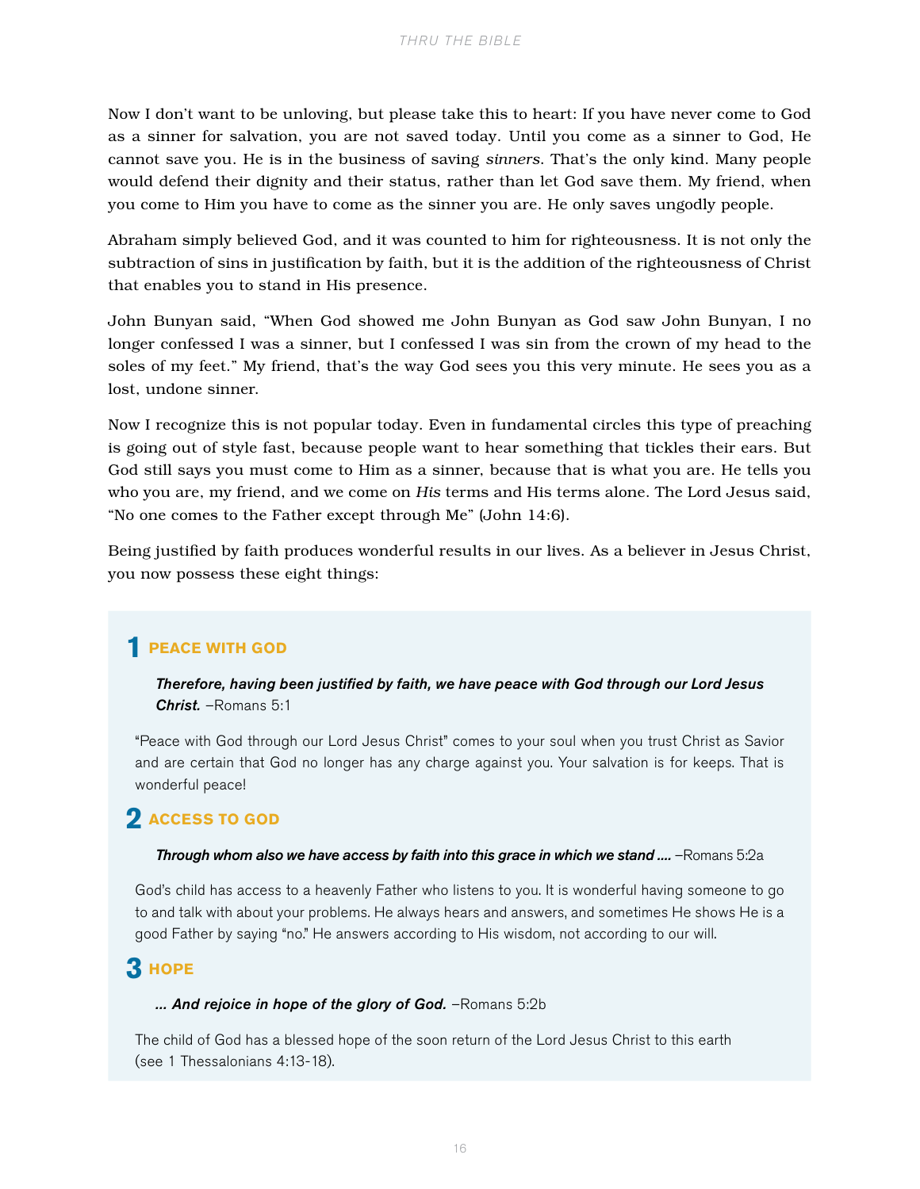Now I don't want to be unloving, but please take this to heart: If you have never come to God as a sinner for salvation, you are not saved today. Until you come as a sinner to God, He cannot save you. He is in the business of saving *sinners*. That's the only kind. Many people would defend their dignity and their status, rather than let God save them. My friend, when you come to Him you have to come as the sinner you are. He only saves ungodly people.

Abraham simply believed God, and it was counted to him for righteousness. It is not only the subtraction of sins in justification by faith, but it is the addition of the righteousness of Christ that enables you to stand in His presence.

John Bunyan said, "When God showed me John Bunyan as God saw John Bunyan, I no longer confessed I was a sinner, but I confessed I was sin from the crown of my head to the soles of my feet." My friend, that's the way God sees you this very minute. He sees you as a lost, undone sinner.

Now I recognize this is not popular today. Even in fundamental circles this type of preaching is going out of style fast, because people want to hear something that tickles their ears. But God still says you must come to Him as a sinner, because that is what you are. He tells you who you are, my friend, and we come on *His* terms and His terms alone. The Lord Jesus said, "No one comes to the Father except through Me" (John 14:6).

Being justified by faith produces wonderful results in our lives. As a believer in Jesus Christ, you now possess these eight things:

## 1 PEACE WITH GOD

> ***Therefore, having been justified by faith, we have peace with God through our Lord Jesus Christ.*** –Romans 5:1

"Peace with God through our Lord Jesus Christ" comes to your soul when you trust Christ as Savior and are certain that God no longer has any charge against you. Your salvation is for keeps. That is wonderful peace!

## 2 ACCESS TO GOD

> ***Through whom also we have access by faith into this grace in which we stand ....*** –Romans 5:2a

God's child has access to a heavenly Father who listens to you. It is wonderful having someone to go to and talk with about your problems. He always hears and answers, and sometimes He shows He is a good Father by saying "no." He answers according to His wisdom, not according to our will.

## 3 HOPE

> ***... And rejoice in hope of the glory of God.*** –Romans 5:2b

The child of God has a blessed hope of the soon return of the Lord Jesus Christ to this earth (see 1 Thessalonians 4:13-18).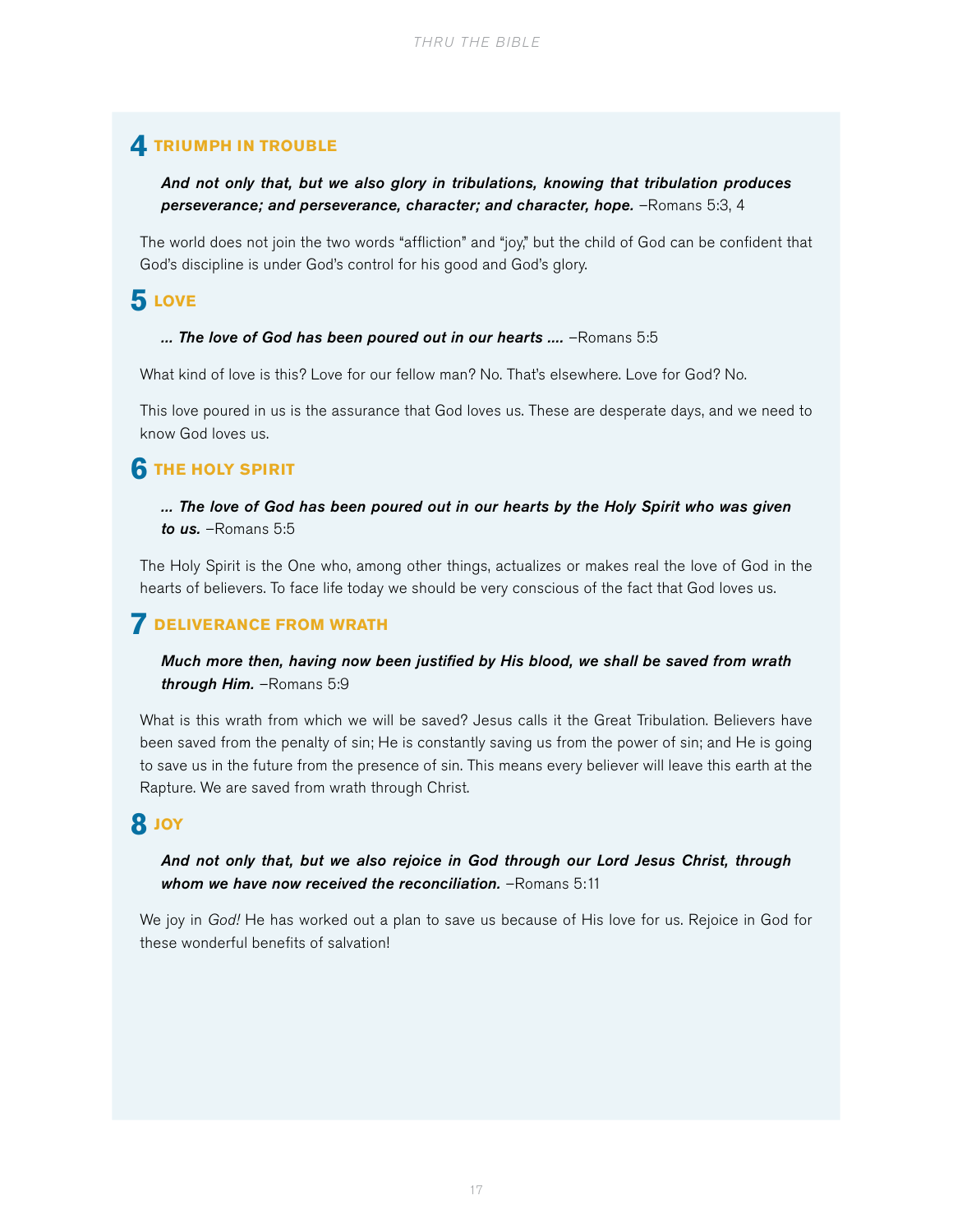## 4 TRIUMPH IN TROUBLE

> ***And not only that, but we also glory in tribulations, knowing that tribulation produces perseverance; and perseverance, character; and character, hope.*** –Romans 5:3, 4

The world does not join the two words "affliction" and "joy," but the child of God can be confident that God's discipline is under God's control for his good and God's glory.

## 5 LOVE

> ***... The love of God has been poured out in our hearts ....*** –Romans 5:5

What kind of love is this? Love for our fellow man? No. That's elsewhere. Love for God? No.

This love poured in us is the assurance that God loves us. These are desperate days, and we need to know God loves us.

## 6 THE HOLY SPIRIT

> ***... The love of God has been poured out in our hearts by the Holy Spirit who was given to us.*** –Romans 5:5

The Holy Spirit is the One who, among other things, actualizes or makes real the love of God in the hearts of believers. To face life today we should be very conscious of the fact that God loves us.

## 7 DELIVERANCE FROM WRATH

> ***Much more then, having now been justified by His blood, we shall be saved from wrath through Him.*** –Romans 5:9

What is this wrath from which we will be saved? Jesus calls it the Great Tribulation. Believers have been saved from the penalty of sin; He is constantly saving us from the power of sin; and He is going to save us in the future from the presence of sin. This means every believer will leave this earth at the Rapture. We are saved from wrath through Christ.

## 8 JOY

> ***And not only that, but we also rejoice in God through our Lord Jesus Christ, through whom we have now received the reconciliation.*** –Romans 5:11

We joy in *God!* He has worked out a plan to save us because of His love for us. Rejoice in God for these wonderful benefits of salvation!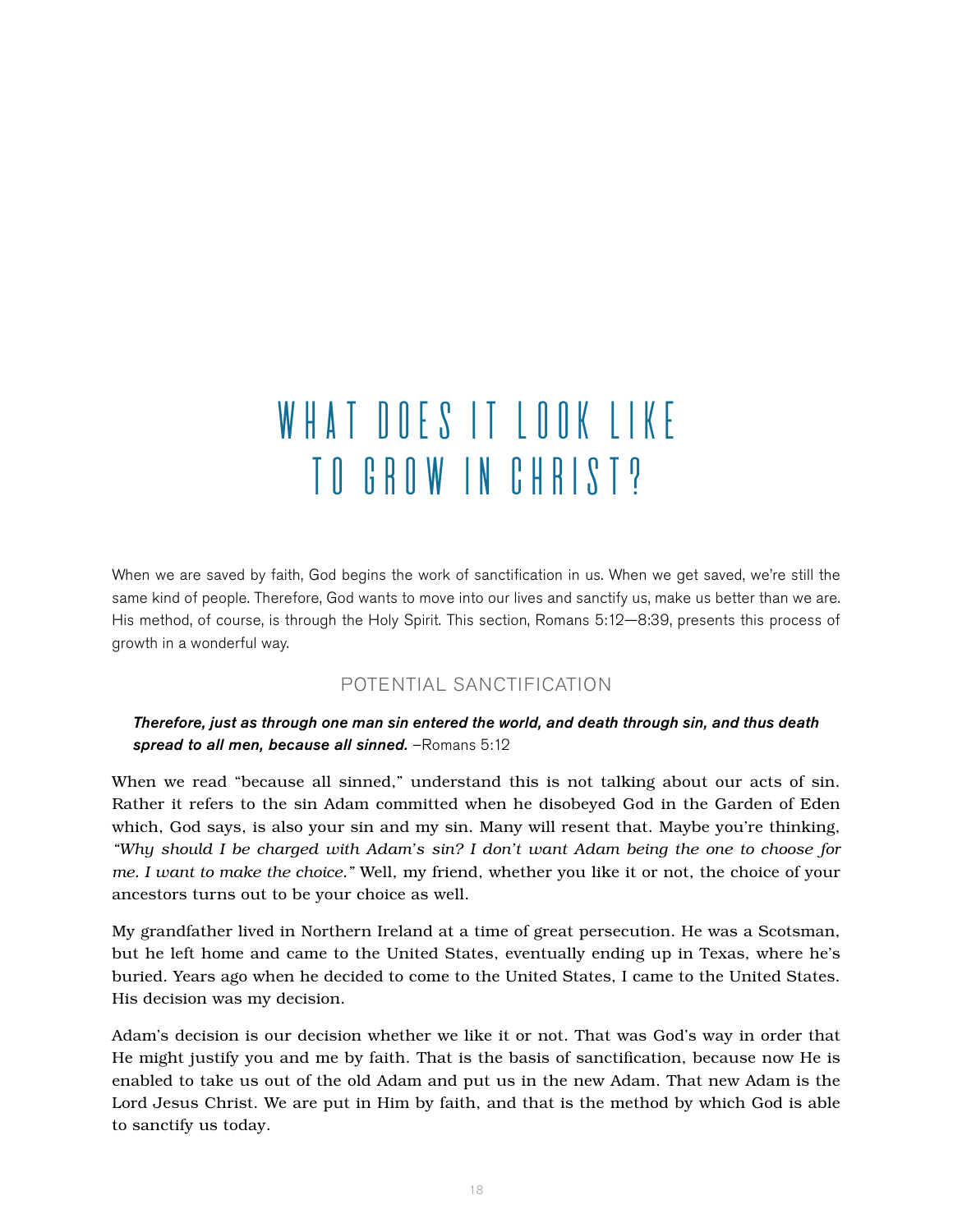# WHAT DOES IT LOOK LIKE TO GROW IN CHRIST?

When we are saved by faith, God begins the work of sanctification in us. When we get saved, we're still the same kind of people. Therefore, God wants to move into our lives and sanctify us, make us better than we are. His method, of course, is through the Holy Spirit. This section, Romans 5:12—8:39, presents this process of growth in a wonderful way.

## POTENTIAL SANCTIFICATION

> ***Therefore, just as through one man sin entered the world, and death through sin, and thus death spread to all men, because all sinned.*** –Romans 5:12

When we read "because all sinned," understand this is not talking about our acts of sin. Rather it refers to the sin Adam committed when he disobeyed God in the Garden of Eden which, God says, is also your sin and my sin. Many will resent that. Maybe you're thinking, *"Why should I be charged with Adam's sin? I don't want Adam being the one to choose for me. I want to make the choice."* Well, my friend, whether you like it or not, the choice of your ancestors turns out to be your choice as well.

My grandfather lived in Northern Ireland at a time of great persecution. He was a Scotsman, but he left home and came to the United States, eventually ending up in Texas, where he's buried. Years ago when he decided to come to the United States, I came to the United States. His decision was my decision.

Adam's decision is our decision whether we like it or not. That was God's way in order that He might justify you and me by faith. That is the basis of sanctification, because now He is enabled to take us out of the old Adam and put us in the new Adam. That new Adam is the Lord Jesus Christ. We are put in Him by faith, and that is the method by which God is able to sanctify us today.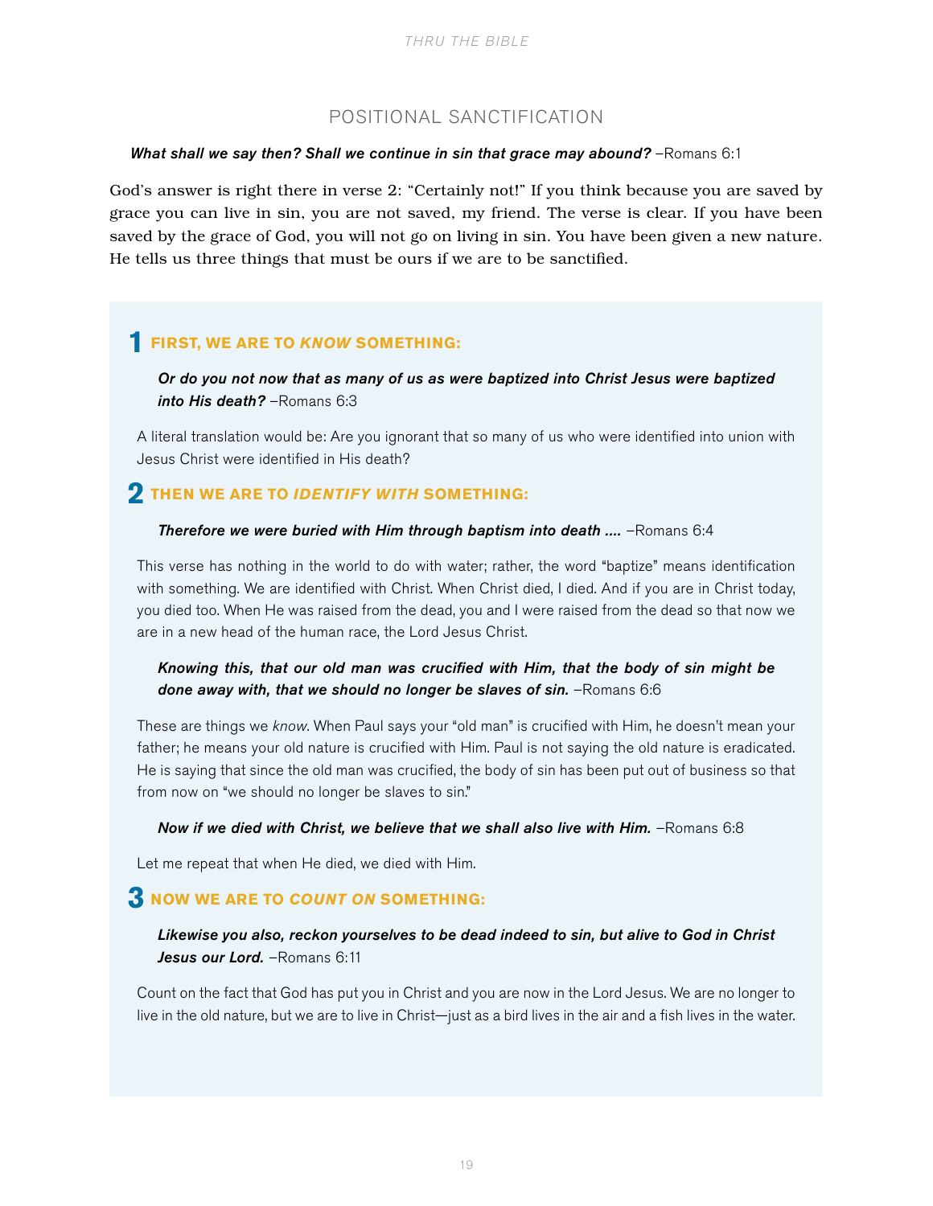## POSITIONAL SANCTIFICATION

***What shall we say then? Shall we continue in sin that grace may abound?*** –Romans 6:1

God's answer is right there in verse 2: "Certainly not!" If you think because you are saved by grace you can live in sin, you are not saved, my friend. The verse is clear. If you have been saved by the grace of God, you will not go on living in sin. You have been given a new nature. He tells us three things that must be ours if we are to be sanctified.

### 1 FIRST, WE ARE TO *KNOW* SOMETHING:

***Or do you not now that as many of us as were baptized into Christ Jesus were baptized into His death?*** –Romans 6:3

A literal translation would be: Are you ignorant that so many of us who were identified into union with Jesus Christ were identified in His death?

### 2 THEN WE ARE TO *IDENTIFY WITH* SOMETHING:

***Therefore we were buried with Him through baptism into death ....*** –Romans 6:4

This verse has nothing in the world to do with water; rather, the word "baptize" means identification with something. We are identified with Christ. When Christ died, I died. And if you are in Christ today, you died too. When He was raised from the dead, you and I were raised from the dead so that now we are in a new head of the human race, the Lord Jesus Christ.

***Knowing this, that our old man was crucified with Him, that the body of sin might be done away with, that we should no longer be slaves of sin.*** –Romans 6:6

These are things we *know*. When Paul says your "old man" is crucified with Him, he doesn't mean your father; he means your old nature is crucified with Him. Paul is not saying the old nature is eradicated. He is saying that since the old man was crucified, the body of sin has been put out of business so that from now on "we should no longer be slaves to sin."

***Now if we died with Christ, we believe that we shall also live with Him.*** –Romans 6:8

Let me repeat that when He died, we died with Him.

### 3 NOW WE ARE TO *COUNT ON* SOMETHING:

***Likewise you also, reckon yourselves to be dead indeed to sin, but alive to God in Christ Jesus our Lord.*** –Romans 6:11

Count on the fact that God has put you in Christ and you are now in the Lord Jesus. We are no longer to live in the old nature, but we are to live in Christ—just as a bird lives in the air and a fish lives in the water.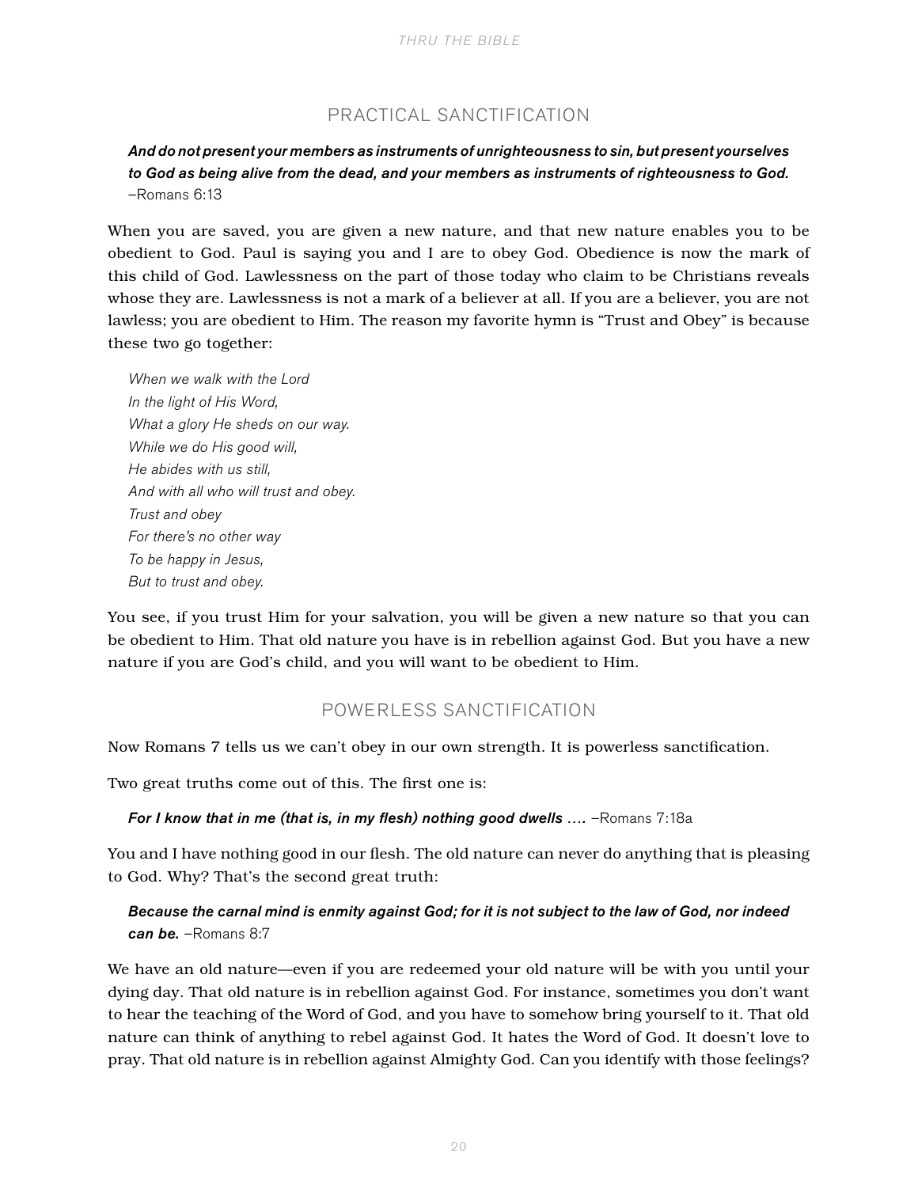## PRACTICAL SANCTIFICATION

***And do not present your members as instruments of unrighteousness to sin, but present yourselves to God as being alive from the dead, and your members as instruments of righteousness to God.*** –Romans 6:13

When you are saved, you are given a new nature, and that new nature enables you to be obedient to God. Paul is saying you and I are to obey God. Obedience is now the mark of this child of God. Lawlessness on the part of those today who claim to be Christians reveals whose they are. Lawlessness is not a mark of a believer at all. If you are a believer, you are not lawless; you are obedient to Him. The reason my favorite hymn is "Trust and Obey" is because these two go together:

*When we walk with the Lord*
*In the light of His Word,*
*What a glory He sheds on our way.*
*While we do His good will,*
*He abides with us still,*
*And with all who will trust and obey.*
*Trust and obey*
*For there's no other way*
*To be happy in Jesus,*
*But to trust and obey.*

You see, if you trust Him for your salvation, you will be given a new nature so that you can be obedient to Him. That old nature you have is in rebellion against God. But you have a new nature if you are God's child, and you will want to be obedient to Him.

## POWERLESS SANCTIFICATION

Now Romans 7 tells us we can't obey in our own strength. It is powerless sanctification.

Two great truths come out of this. The first one is:

***For I know that in me (that is, in my flesh) nothing good dwells ….*** –Romans 7:18a

You and I have nothing good in our flesh. The old nature can never do anything that is pleasing to God. Why? That's the second great truth:

***Because the carnal mind is enmity against God; for it is not subject to the law of God, nor indeed can be.*** –Romans 8:7

We have an old nature—even if you are redeemed your old nature will be with you until your dying day. That old nature is in rebellion against God. For instance, sometimes you don't want to hear the teaching of the Word of God, and you have to somehow bring yourself to it. That old nature can think of anything to rebel against God. It hates the Word of God. It doesn't love to pray. That old nature is in rebellion against Almighty God. Can you identify with those feelings?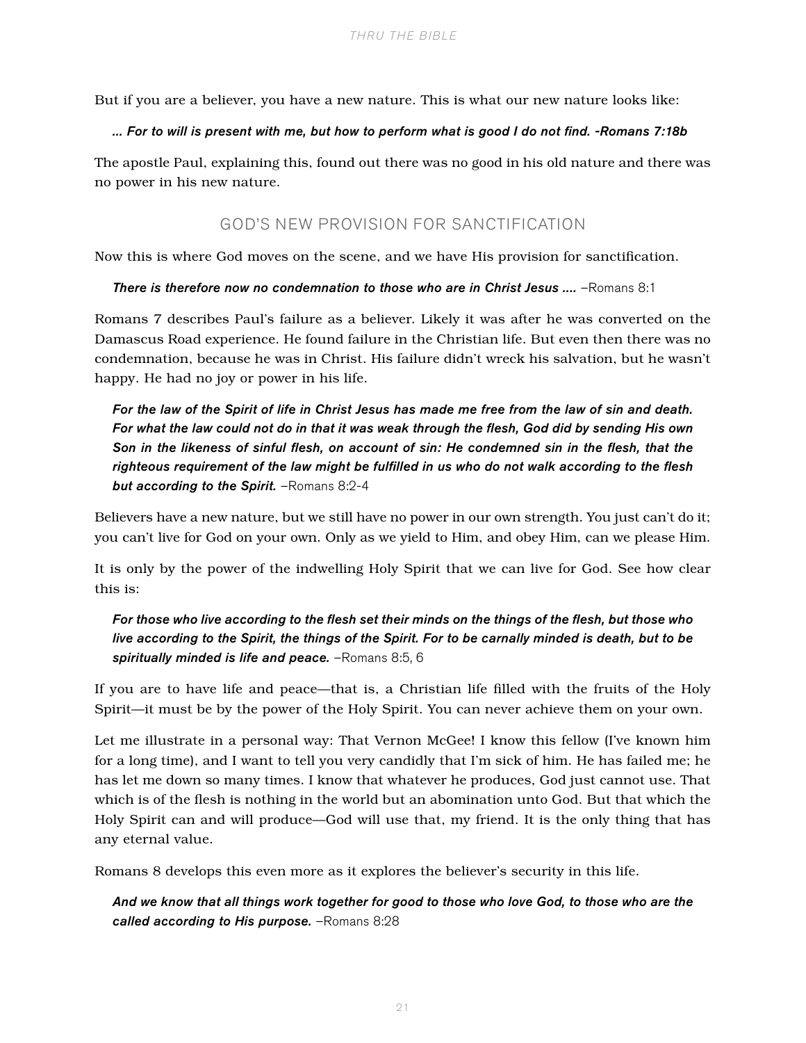But if you are a believer, you have a new nature. This is what our new nature looks like:

> ***... For to will is present with me, but how to perform what is good I do not find. -Romans 7:18b***

The apostle Paul, explaining this, found out there was no good in his old nature and there was no power in his new nature.

## GOD'S NEW PROVISION FOR SANCTIFICATION

Now this is where God moves on the scene, and we have His provision for sanctification.

> ***There is therefore now no condemnation to those who are in Christ Jesus ....*** –Romans 8:1

Romans 7 describes Paul's failure as a believer. Likely it was after he was converted on the Damascus Road experience. He found failure in the Christian life. But even then there was no condemnation, because he was in Christ. His failure didn't wreck his salvation, but he wasn't happy. He had no joy or power in his life.

> ***For the law of the Spirit of life in Christ Jesus has made me free from the law of sin and death. For what the law could not do in that it was weak through the flesh, God did by sending His own Son in the likeness of sinful flesh, on account of sin: He condemned sin in the flesh, that the righteous requirement of the law might be fulfilled in us who do not walk according to the flesh but according to the Spirit.*** –Romans 8:2-4

Believers have a new nature, but we still have no power in our own strength. You just can't do it; you can't live for God on your own. Only as we yield to Him, and obey Him, can we please Him.

It is only by the power of the indwelling Holy Spirit that we can live for God. See how clear this is:

> ***For those who live according to the flesh set their minds on the things of the flesh, but those who live according to the Spirit, the things of the Spirit. For to be carnally minded is death, but to be spiritually minded is life and peace.*** –Romans 8:5, 6

If you are to have life and peace—that is, a Christian life filled with the fruits of the Holy Spirit—it must be by the power of the Holy Spirit. You can never achieve them on your own.

Let me illustrate in a personal way: That Vernon McGee! I know this fellow (I've known him for a long time), and I want to tell you very candidly that I'm sick of him. He has failed me; he has let me down so many times. I know that whatever he produces, God just cannot use. That which is of the flesh is nothing in the world but an abomination unto God. But that which the Holy Spirit can and will produce—God will use that, my friend. It is the only thing that has any eternal value.

Romans 8 develops this even more as it explores the believer's security in this life.

> ***And we know that all things work together for good to those who love God, to those who are the called according to His purpose.*** –Romans 8:28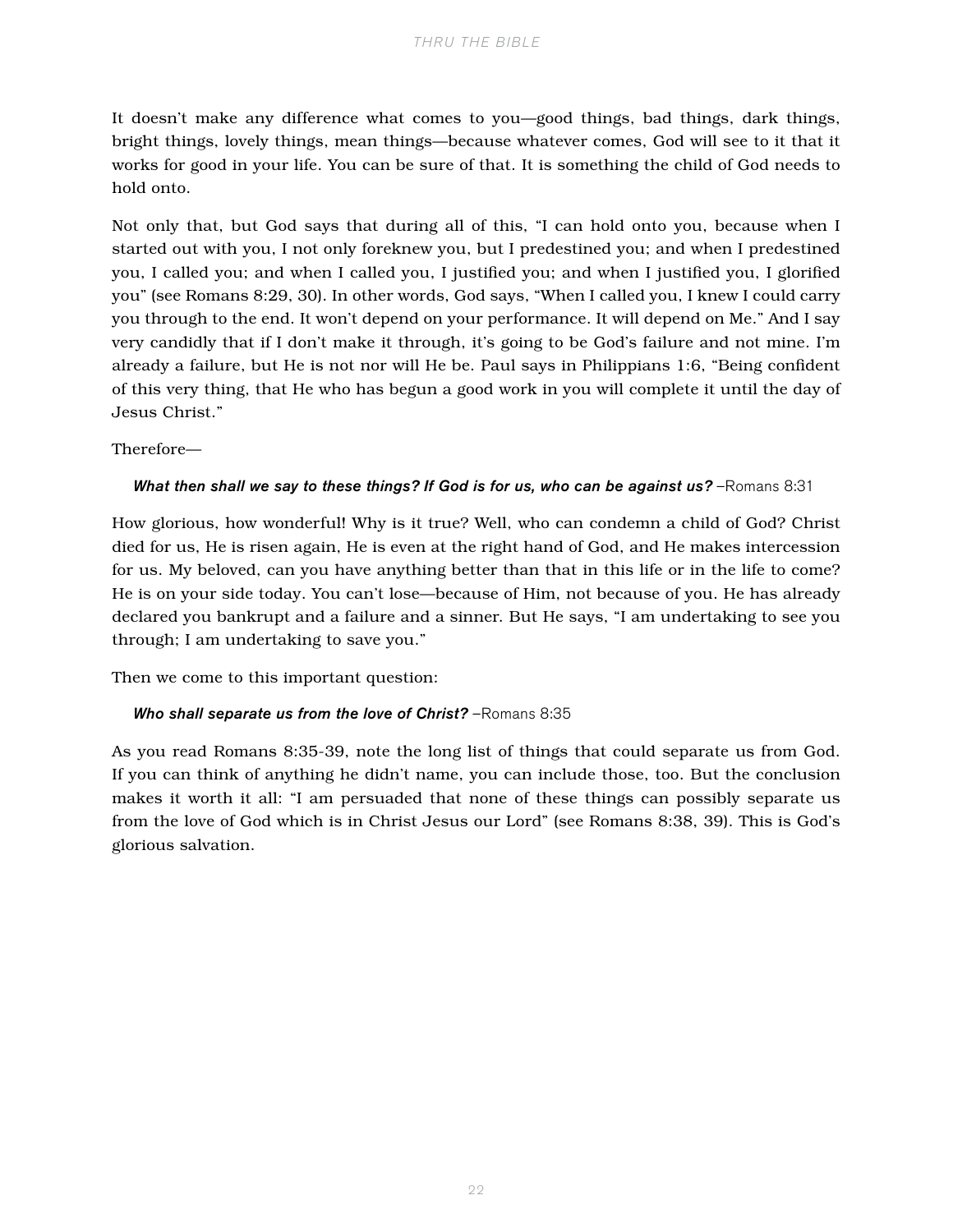It doesn't make any difference what comes to you—good things, bad things, dark things, bright things, lovely things, mean things—because whatever comes, God will see to it that it works for good in your life. You can be sure of that. It is something the child of God needs to hold onto.

Not only that, but God says that during all of this, "I can hold onto you, because when I started out with you, I not only foreknew you, but I predestined you; and when I predestined you, I called you; and when I called you, I justified you; and when I justified you, I glorified you" (see Romans 8:29, 30). In other words, God says, "When I called you, I knew I could carry you through to the end. It won't depend on your performance. It will depend on Me." And I say very candidly that if I don't make it through, it's going to be God's failure and not mine. I'm already a failure, but He is not nor will He be. Paul says in Philippians 1:6, "Being confident of this very thing, that He who has begun a good work in you will complete it until the day of Jesus Christ."

Therefore—

> ***What then shall we say to these things? If God is for us, who can be against us?*** –Romans 8:31

How glorious, how wonderful! Why is it true? Well, who can condemn a child of God? Christ died for us, He is risen again, He is even at the right hand of God, and He makes intercession for us. My beloved, can you have anything better than that in this life or in the life to come? He is on your side today. You can't lose—because of Him, not because of you. He has already declared you bankrupt and a failure and a sinner. But He says, "I am undertaking to see you through; I am undertaking to save you."

Then we come to this important question:

> ***Who shall separate us from the love of Christ?*** –Romans 8:35

As you read Romans 8:35-39, note the long list of things that could separate us from God. If you can think of anything he didn't name, you can include those, too. But the conclusion makes it worth it all: "I am persuaded that none of these things can possibly separate us from the love of God which is in Christ Jesus our Lord" (see Romans 8:38, 39). This is God's glorious salvation.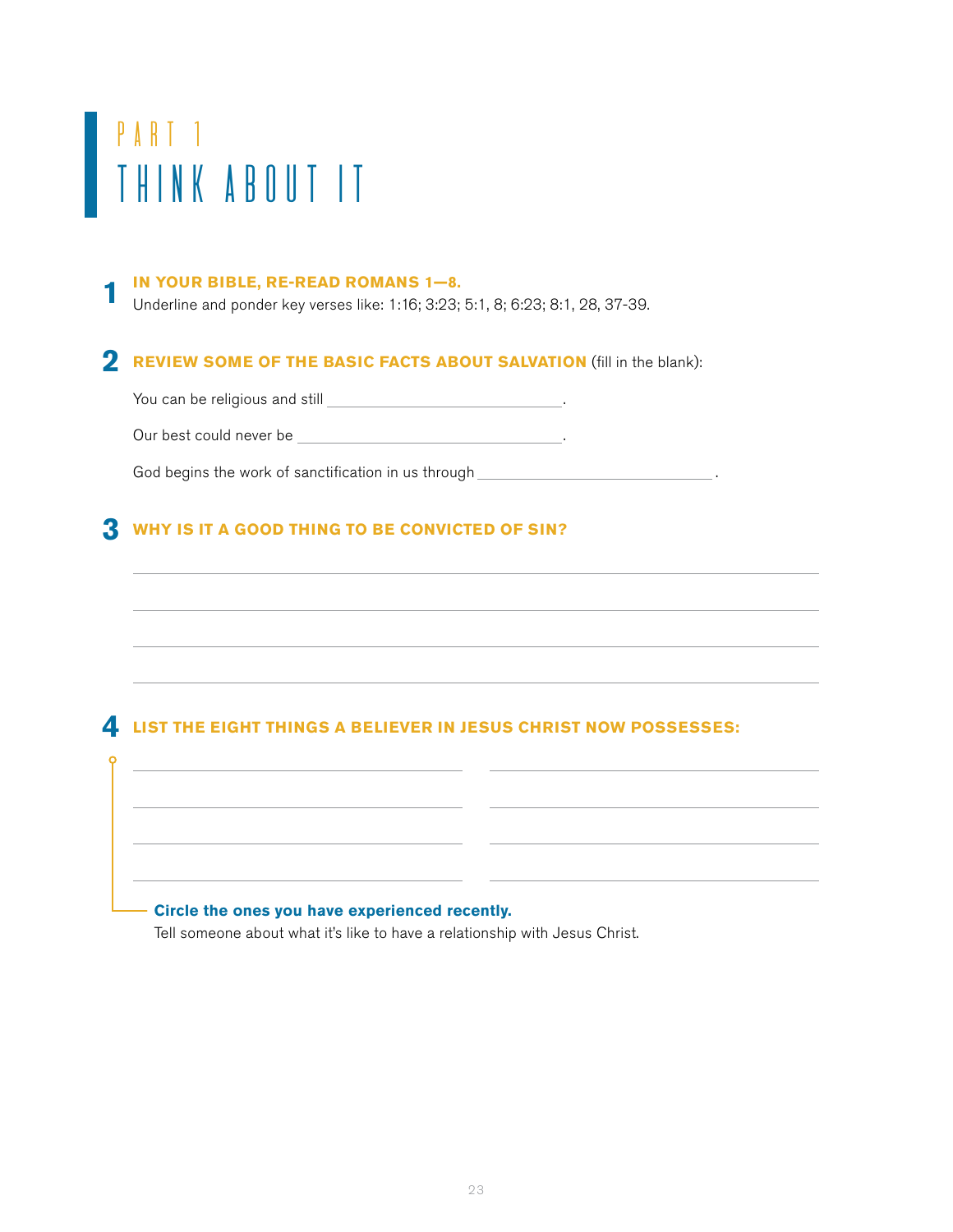# PART 1

# THINK ABOUT IT

**1 IN YOUR BIBLE, RE-READ ROMANS 1—8.**

Underline and ponder key verses like: 1:16; 3:23; 5:1, 8; 6:23; 8:1, 28, 37-39.

**2 REVIEW SOME OF THE BASIC FACTS ABOUT SALVATION** (fill in the blank):

You can be religious and still ____________________________.

Our best could never be ________________________________.

God begins the work of sanctification in us through ____________________________.

**3 WHY IS IT A GOOD THING TO BE CONVICTED OF SIN?**

______________________________________________________________________

______________________________________________________________________

______________________________________________________________________

______________________________________________________________________

**4 LIST THE EIGHT THINGS A BELIEVER IN JESUS CHRIST NOW POSSESSES:**

________________________________ ________________________________

________________________________ ________________________________

________________________________ ________________________________

________________________________ ________________________________

**Circle the ones you have experienced recently.**

Tell someone about what it's like to have a relationship with Jesus Christ.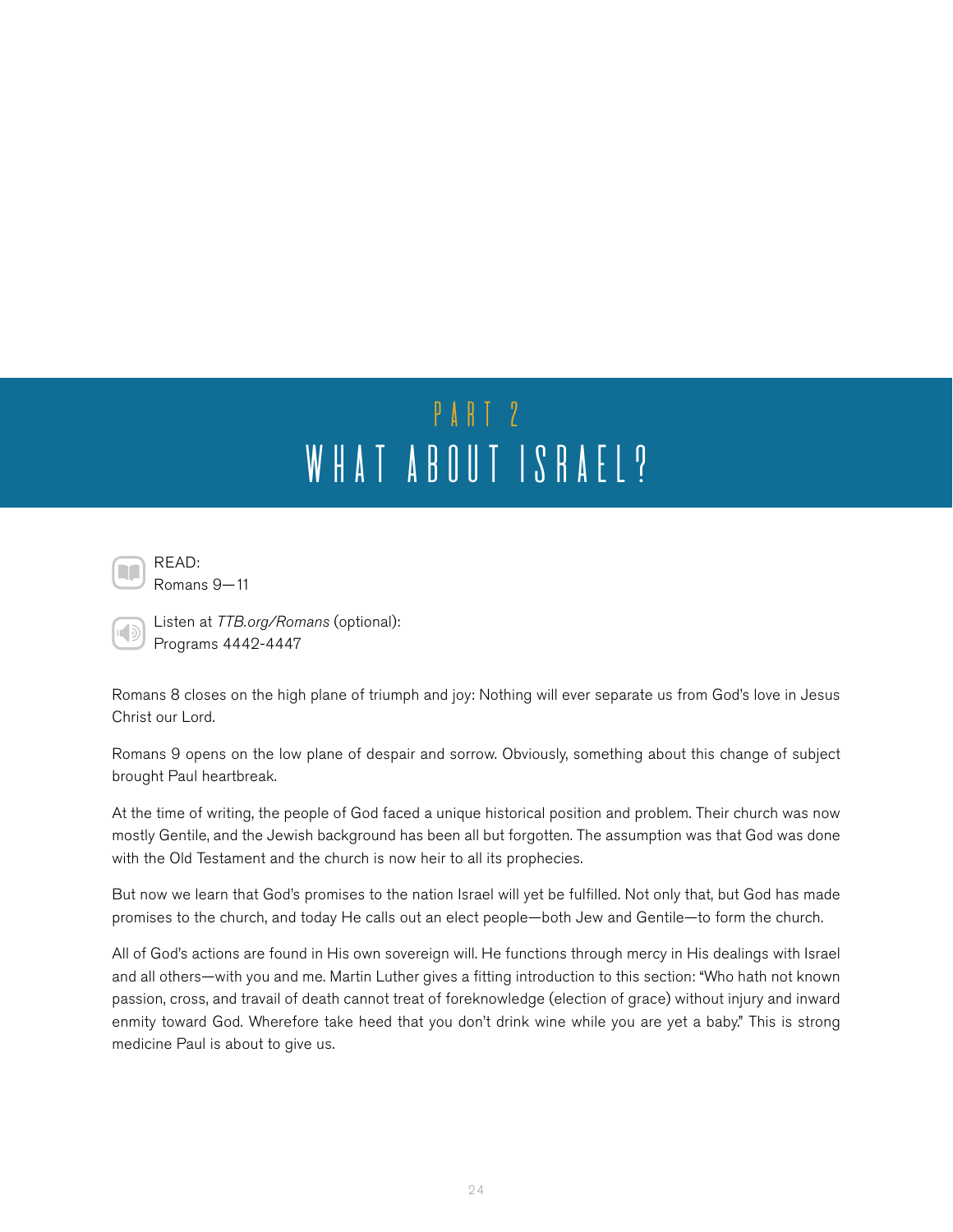## PART 2

# WHAT ABOUT ISRAEL?

READ:
Romans 9—11

Listen at *TTB.org/Romans* (optional):
Programs 4442-4447

Romans 8 closes on the high plane of triumph and joy: Nothing will ever separate us from God's love in Jesus Christ our Lord.

Romans 9 opens on the low plane of despair and sorrow. Obviously, something about this change of subject brought Paul heartbreak.

At the time of writing, the people of God faced a unique historical position and problem. Their church was now mostly Gentile, and the Jewish background has been all but forgotten. The assumption was that God was done with the Old Testament and the church is now heir to all its prophecies.

But now we learn that God's promises to the nation Israel will yet be fulfilled. Not only that, but God has made promises to the church, and today He calls out an elect people—both Jew and Gentile—to form the church.

All of God's actions are found in His own sovereign will. He functions through mercy in His dealings with Israel and all others—with you and me. Martin Luther gives a fitting introduction to this section: "Who hath not known passion, cross, and travail of death cannot treat of foreknowledge (election of grace) without injury and inward enmity toward God. Wherefore take heed that you don't drink wine while you are yet a baby." This is strong medicine Paul is about to give us.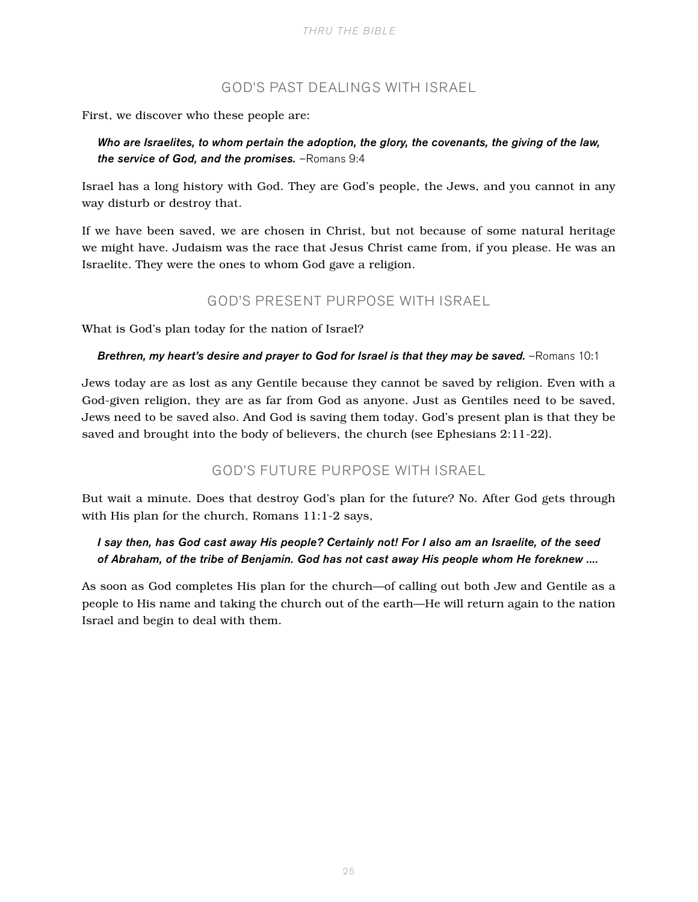## GOD'S PAST DEALINGS WITH ISRAEL

First, we discover who these people are:

> ***Who are Israelites, to whom pertain the adoption, the glory, the covenants, the giving of the law, the service of God, and the promises.*** –Romans 9:4

Israel has a long history with God. They are God's people, the Jews, and you cannot in any way disturb or destroy that.

If we have been saved, we are chosen in Christ, but not because of some natural heritage we might have. Judaism was the race that Jesus Christ came from, if you please. He was an Israelite. They were the ones to whom God gave a religion.

## GOD'S PRESENT PURPOSE WITH ISRAEL

What is God's plan today for the nation of Israel?

> ***Brethren, my heart's desire and prayer to God for Israel is that they may be saved.*** –Romans 10:1

Jews today are as lost as any Gentile because they cannot be saved by religion. Even with a God-given religion, they are as far from God as anyone. Just as Gentiles need to be saved, Jews need to be saved also. And God is saving them today. God's present plan is that they be saved and brought into the body of believers, the church (see Ephesians 2:11-22).

## GOD'S FUTURE PURPOSE WITH ISRAEL

But wait a minute. Does that destroy God's plan for the future? No. After God gets through with His plan for the church, Romans 11:1-2 says,

> ***I say then, has God cast away His people? Certainly not! For I also am an Israelite, of the seed of Abraham, of the tribe of Benjamin. God has not cast away His people whom He foreknew ....***

As soon as God completes His plan for the church—of calling out both Jew and Gentile as a people to His name and taking the church out of the earth—He will return again to the nation Israel and begin to deal with them.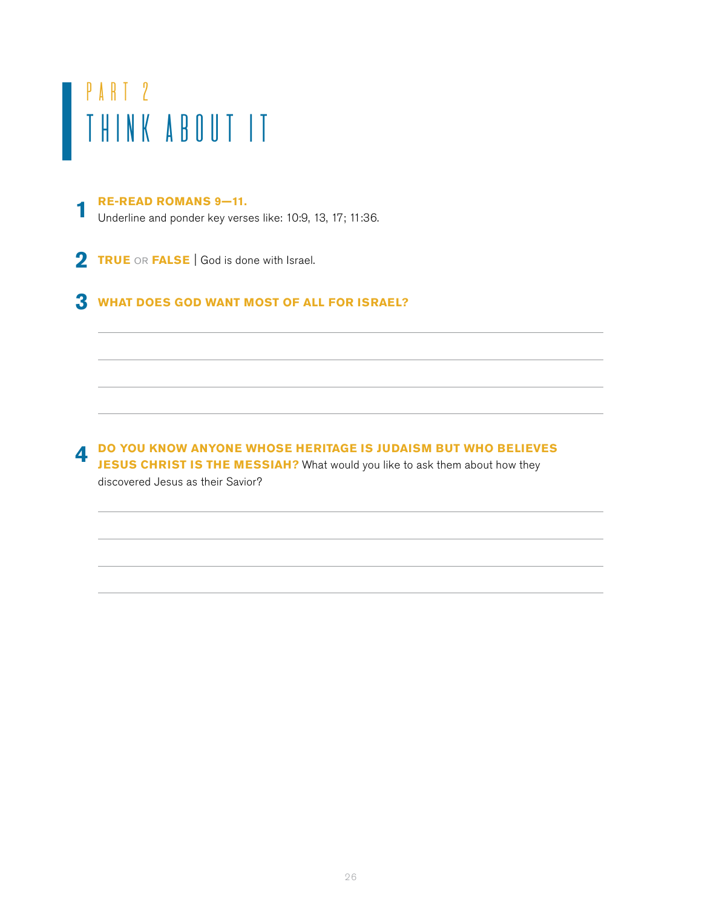PART 2

# THINK ABOUT IT

**1** **RE-READ ROMANS 9—11.**
Underline and ponder key verses like: 10:9, 13, 17; 11:36.

**2** **TRUE** OR **FALSE** | God is done with Israel.

**3** **WHAT DOES GOD WANT MOST OF ALL FOR ISRAEL?**

**4** **DO YOU KNOW ANYONE WHOSE HERITAGE IS JUDAISM BUT WHO BELIEVES JESUS CHRIST IS THE MESSIAH?** What would you like to ask them about how they discovered Jesus as their Savior?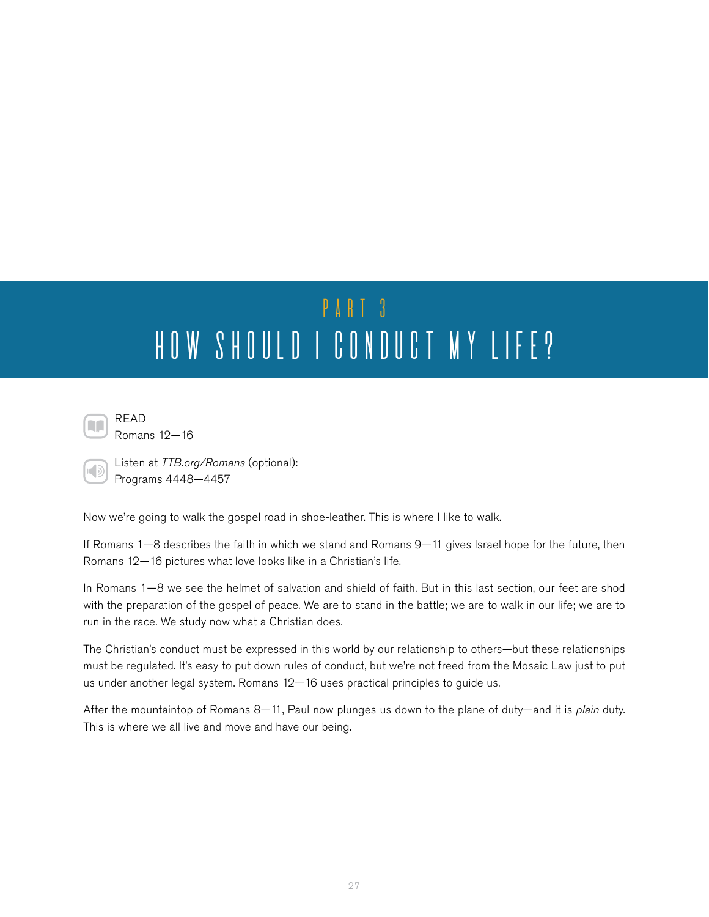# PART 3

# HOW SHOULD I CONDUCT MY LIFE?

READ
Romans 12—16

Listen at *TTB.org/Romans* (optional):
Programs 4448—4457

Now we're going to walk the gospel road in shoe-leather. This is where I like to walk.

If Romans 1—8 describes the faith in which we stand and Romans 9—11 gives Israel hope for the future, then Romans 12—16 pictures what love looks like in a Christian's life.

In Romans 1—8 we see the helmet of salvation and shield of faith. But in this last section, our feet are shod with the preparation of the gospel of peace. We are to stand in the battle; we are to walk in our life; we are to run in the race. We study now what a Christian does.

The Christian's conduct must be expressed in this world by our relationship to others—but these relationships must be regulated. It's easy to put down rules of conduct, but we're not freed from the Mosaic Law just to put us under another legal system. Romans 12—16 uses practical principles to guide us.

After the mountaintop of Romans 8—11, Paul now plunges us down to the plane of duty—and it is *plain* duty. This is where we all live and move and have our being.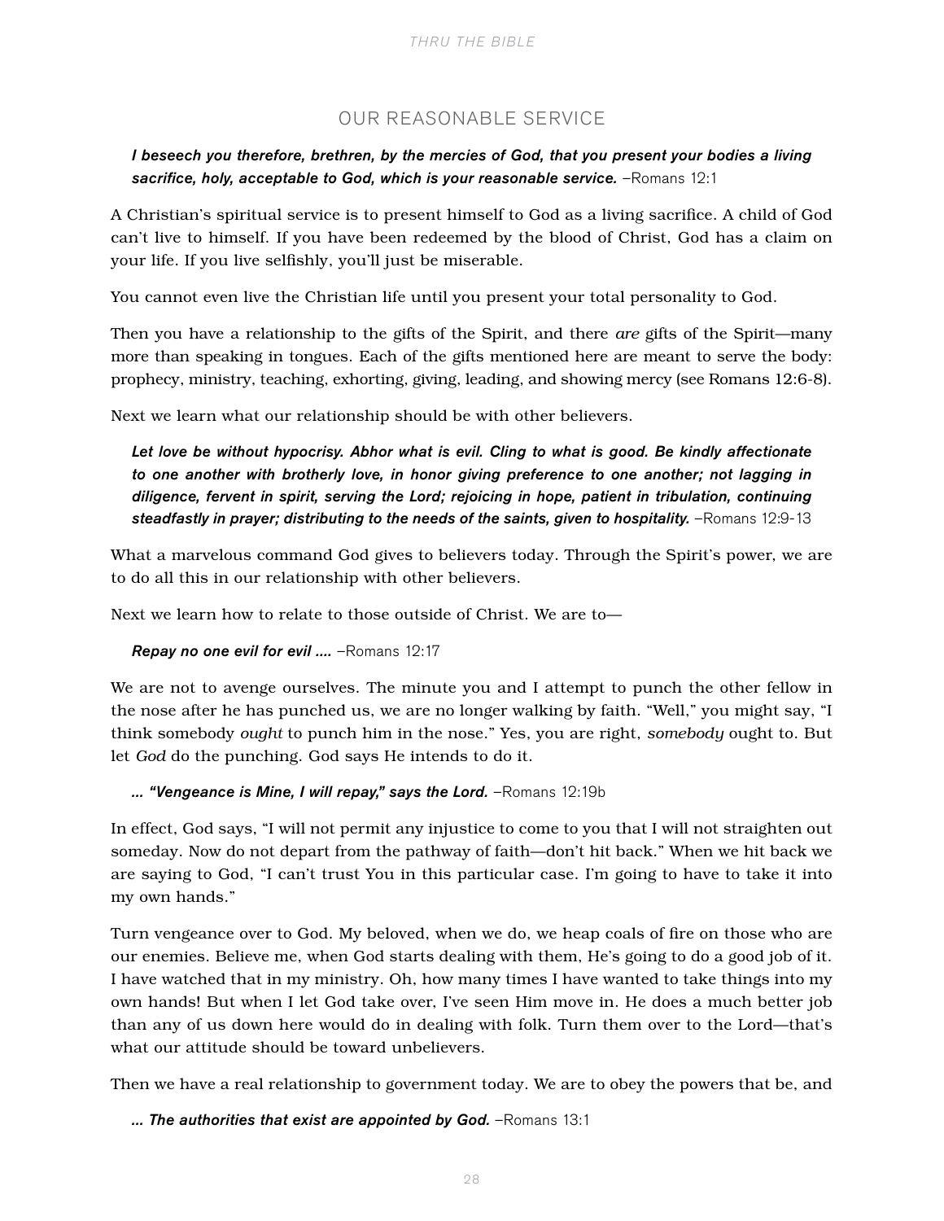## OUR REASONABLE SERVICE

> ***I beseech you therefore, brethren, by the mercies of God, that you present your bodies a living sacrifice, holy, acceptable to God, which is your reasonable service.*** –Romans 12:1

A Christian's spiritual service is to present himself to God as a living sacrifice. A child of God can't live to himself. If you have been redeemed by the blood of Christ, God has a claim on your life. If you live selfishly, you'll just be miserable.

You cannot even live the Christian life until you present your total personality to God.

Then you have a relationship to the gifts of the Spirit, and there *are* gifts of the Spirit—many more than speaking in tongues. Each of the gifts mentioned here are meant to serve the body: prophecy, ministry, teaching, exhorting, giving, leading, and showing mercy (see Romans 12:6-8).

Next we learn what our relationship should be with other believers.

> ***Let love be without hypocrisy. Abhor what is evil. Cling to what is good. Be kindly affectionate to one another with brotherly love, in honor giving preference to one another; not lagging in diligence, fervent in spirit, serving the Lord; rejoicing in hope, patient in tribulation, continuing steadfastly in prayer; distributing to the needs of the saints, given to hospitality.*** –Romans 12:9-13

What a marvelous command God gives to believers today. Through the Spirit's power, we are to do all this in our relationship with other believers.

Next we learn how to relate to those outside of Christ. We are to—

> ***Repay no one evil for evil ....*** –Romans 12:17

We are not to avenge ourselves. The minute you and I attempt to punch the other fellow in the nose after he has punched us, we are no longer walking by faith. "Well," you might say, "I think somebody *ought* to punch him in the nose." Yes, you are right, *somebody* ought to. But let *God* do the punching. God says He intends to do it.

> ***... "Vengeance is Mine, I will repay," says the Lord.*** –Romans 12:19b

In effect, God says, "I will not permit any injustice to come to you that I will not straighten out someday. Now do not depart from the pathway of faith—don't hit back." When we hit back we are saying to God, "I can't trust You in this particular case. I'm going to have to take it into my own hands."

Turn vengeance over to God. My beloved, when we do, we heap coals of fire on those who are our enemies. Believe me, when God starts dealing with them, He's going to do a good job of it. I have watched that in my ministry. Oh, how many times I have wanted to take things into my own hands! But when I let God take over, I've seen Him move in. He does a much better job than any of us down here would do in dealing with folk. Turn them over to the Lord—that's what our attitude should be toward unbelievers.

Then we have a real relationship to government today. We are to obey the powers that be, and

> ***... The authorities that exist are appointed by God.*** –Romans 13:1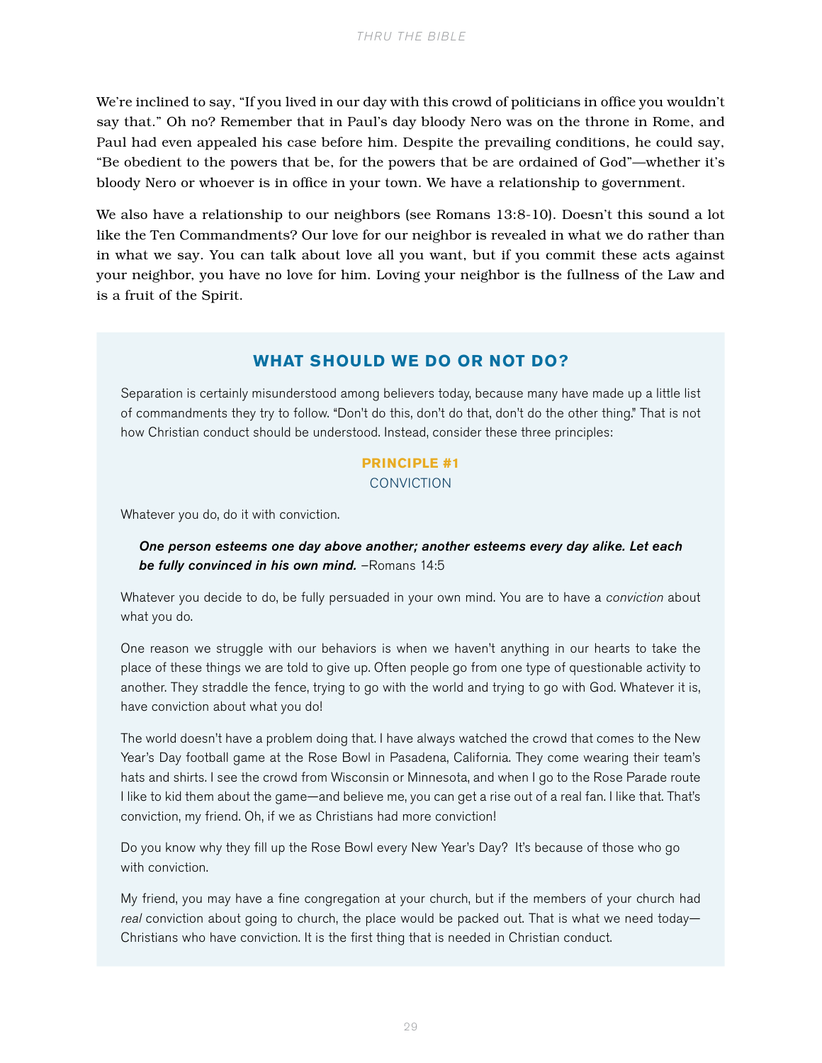We're inclined to say, "If you lived in our day with this crowd of politicians in office you wouldn't say that." Oh no? Remember that in Paul's day bloody Nero was on the throne in Rome, and Paul had even appealed his case before him. Despite the prevailing conditions, he could say, "Be obedient to the powers that be, for the powers that be are ordained of God"—whether it's bloody Nero or whoever is in office in your town. We have a relationship to government.

We also have a relationship to our neighbors (see Romans 13:8-10). Doesn't this sound a lot like the Ten Commandments? Our love for our neighbor is revealed in what we do rather than in what we say. You can talk about love all you want, but if you commit these acts against your neighbor, you have no love for him. Loving your neighbor is the fullness of the Law and is a fruit of the Spirit.

## WHAT SHOULD WE DO OR NOT DO?

Separation is certainly misunderstood among believers today, because many have made up a little list of commandments they try to follow. "Don't do this, don't do that, don't do the other thing." That is not how Christian conduct should be understood. Instead, consider these three principles:

### PRINCIPLE #1
CONVICTION

Whatever you do, do it with conviction.

> ***One person esteems one day above another; another esteems every day alike. Let each be fully convinced in his own mind.*** –Romans 14:5

Whatever you decide to do, be fully persuaded in your own mind. You are to have a *conviction* about what you do.

One reason we struggle with our behaviors is when we haven't anything in our hearts to take the place of these things we are told to give up. Often people go from one type of questionable activity to another. They straddle the fence, trying to go with the world and trying to go with God. Whatever it is, have conviction about what you do!

The world doesn't have a problem doing that. I have always watched the crowd that comes to the New Year's Day football game at the Rose Bowl in Pasadena, California. They come wearing their team's hats and shirts. I see the crowd from Wisconsin or Minnesota, and when I go to the Rose Parade route I like to kid them about the game—and believe me, you can get a rise out of a real fan. I like that. That's conviction, my friend. Oh, if we as Christians had more conviction!

Do you know why they fill up the Rose Bowl every New Year's Day? It's because of those who go with conviction.

My friend, you may have a fine congregation at your church, but if the members of your church had *real* conviction about going to church, the place would be packed out. That is what we need today—Christians who have conviction. It is the first thing that is needed in Christian conduct.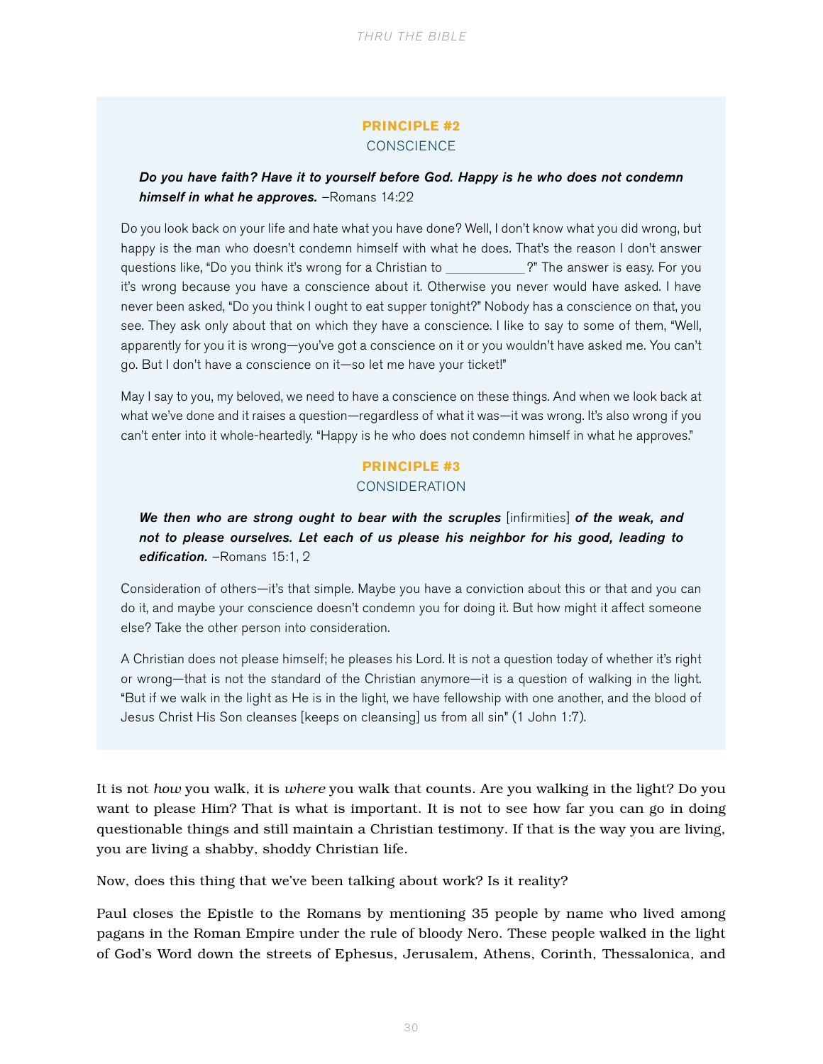### PRINCIPLE #2

CONSCIENCE

***Do you have faith? Have it to yourself before God. Happy is he who does not condemn himself in what he approves.*** –Romans 14:22

Do you look back on your life and hate what you have done? Well, I don't know what you did wrong, but happy is the man who doesn't condemn himself with what he does. That's the reason I don't answer questions like, "Do you think it's wrong for a Christian to ___________?" The answer is easy. For you it's wrong because you have a conscience about it. Otherwise you never would have asked. I have never been asked, "Do you think I ought to eat supper tonight?" Nobody has a conscience on that, you see. They ask only about that on which they have a conscience. I like to say to some of them, "Well, apparently for you it is wrong—you've got a conscience on it or you wouldn't have asked me. You can't go. But I don't have a conscience on it—so let me have your ticket!"

May I say to you, my beloved, we need to have a conscience on these things. And when we look back at what we've done and it raises a question—regardless of what it was—it was wrong. It's also wrong if you can't enter into it whole-heartedly. "Happy is he who does not condemn himself in what he approves."

### PRINCIPLE #3

CONSIDERATION

***We then who are strong ought to bear with the scruples*** [infirmities] ***of the weak, and not to please ourselves. Let each of us please his neighbor for his good, leading to edification.*** –Romans 15:1, 2

Consideration of others—it's that simple. Maybe you have a conviction about this or that and you can do it, and maybe your conscience doesn't condemn you for doing it. But how might it affect someone else? Take the other person into consideration.

A Christian does not please himself; he pleases his Lord. It is not a question today of whether it's right or wrong—that is not the standard of the Christian anymore—it is a question of walking in the light. "But if we walk in the light as He is in the light, we have fellowship with one another, and the blood of Jesus Christ His Son cleanses [keeps on cleansing] us from all sin" (1 John 1:7).

It is not *how* you walk, it is *where* you walk that counts. Are you walking in the light? Do you want to please Him? That is what is important. It is not to see how far you can go in doing questionable things and still maintain a Christian testimony. If that is the way you are living, you are living a shabby, shoddy Christian life.

Now, does this thing that we've been talking about work? Is it reality?

Paul closes the Epistle to the Romans by mentioning 35 people by name who lived among pagans in the Roman Empire under the rule of bloody Nero. These people walked in the light of God's Word down the streets of Ephesus, Jerusalem, Athens, Corinth, Thessalonica, and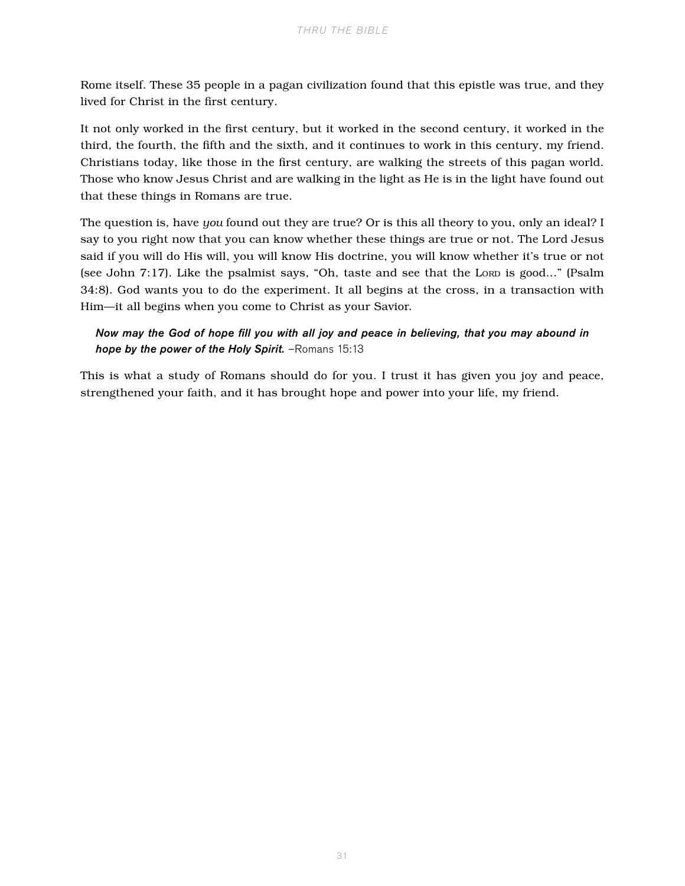Rome itself. These 35 people in a pagan civilization found that this epistle was true, and they lived for Christ in the first century.

It not only worked in the first century, but it worked in the second century, it worked in the third, the fourth, the fifth and the sixth, and it continues to work in this century, my friend. Christians today, like those in the first century, are walking the streets of this pagan world. Those who know Jesus Christ and are walking in the light as He is in the light have found out that these things in Romans are true.

The question is, have *you* found out they are true? Or is this all theory to you, only an ideal? I say to you right now that you can know whether these things are true or not. The Lord Jesus said if you will do His will, you will know His doctrine, you will know whether it's true or not (see John 7:17). Like the psalmist says, "Oh, taste and see that the LORD is good…" (Psalm 34:8). God wants you to do the experiment. It all begins at the cross, in a transaction with Him—it all begins when you come to Christ as your Savior.

> ***Now may the God of hope fill you with all joy and peace in believing, that you may abound in hope by the power of the Holy Spirit.*** –Romans 15:13

This is what a study of Romans should do for you. I trust it has given you joy and peace, strengthened your faith, and it has brought hope and power into your life, my friend.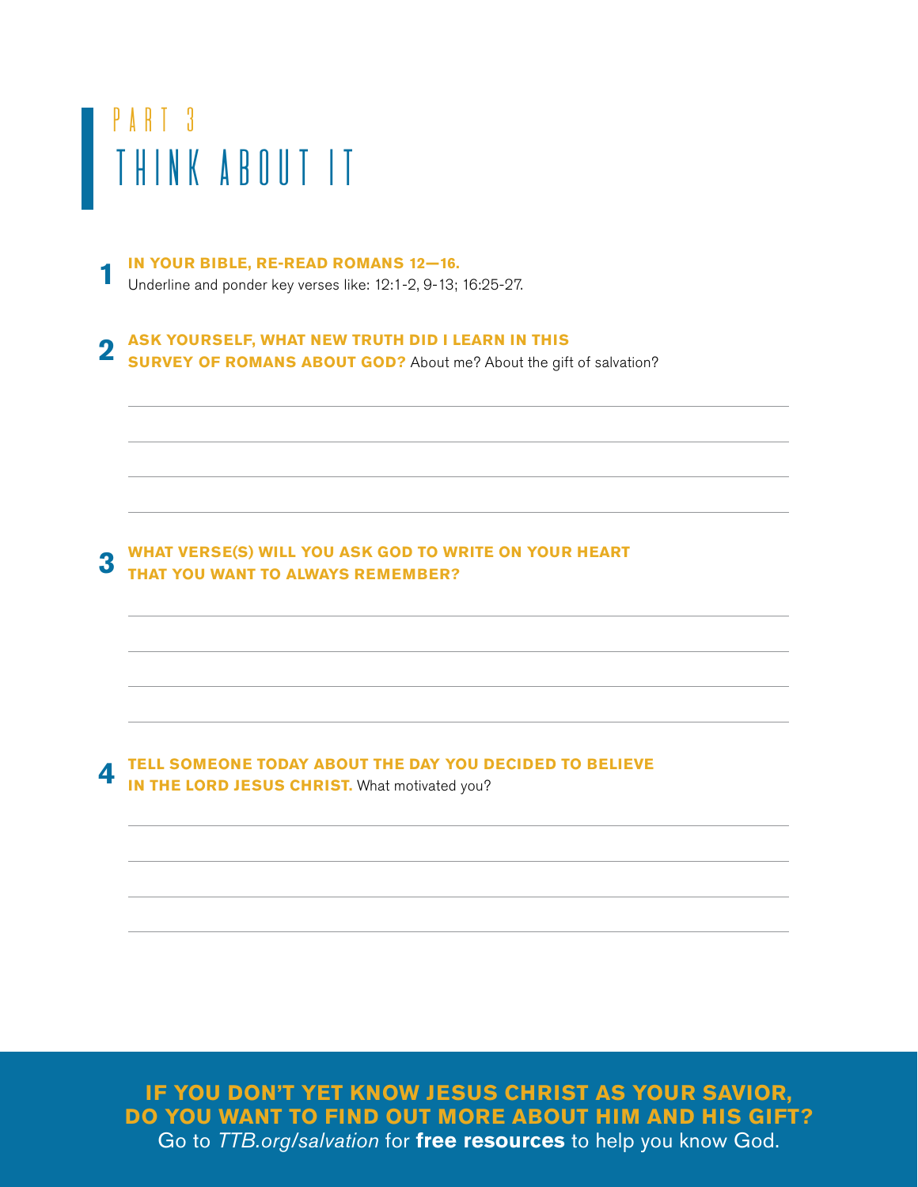# PART 3

# THINK ABOUT IT

1. **IN YOUR BIBLE, RE-READ ROMANS 12—16.**
   Underline and ponder key verses like: 12:1-2, 9-13; 16:25-27.

2. **ASK YOURSELF, WHAT NEW TRUTH DID I LEARN IN THIS SURVEY OF ROMANS ABOUT GOD?** About me? About the gift of salvation?

3. **WHAT VERSE(S) WILL YOU ASK GOD TO WRITE ON YOUR HEART THAT YOU WANT TO ALWAYS REMEMBER?**

4. **TELL SOMEONE TODAY ABOUT THE DAY YOU DECIDED TO BELIEVE IN THE LORD JESUS CHRIST.** What motivated you?

**IF YOU DON'T YET KNOW JESUS CHRIST AS YOUR SAVIOR, DO YOU WANT TO FIND OUT MORE ABOUT HIM AND HIS GIFT?**
Go to *TTB.org/salvation* for **free resources** to help you know God.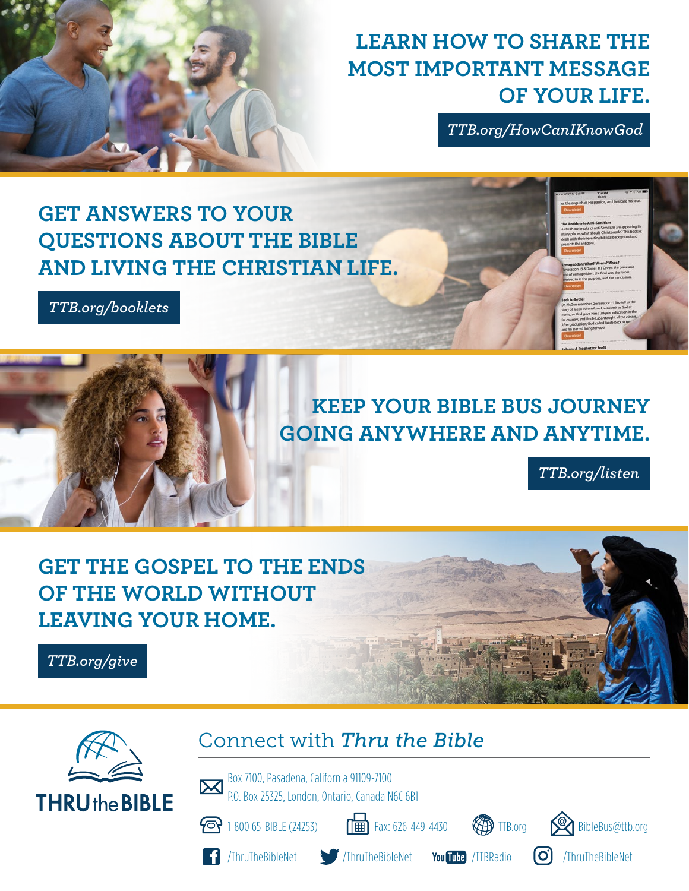## LEARN HOW TO SHARE THE MOST IMPORTANT MESSAGE OF YOUR LIFE.

*TTB.org/HowCanIKnowGod*

## GET ANSWERS TO YOUR QUESTIONS ABOUT THE BIBLE AND LIVING THE CHRISTIAN LIFE.

*TTB.org/booklets*

## KEEP YOUR BIBLE BUS JOURNEY GOING ANYWHERE AND ANYTIME.

*TTB.org/listen*

## GET THE GOSPEL TO THE ENDS OF THE WORLD WITHOUT LEAVING YOUR HOME.

*TTB.org/give*

THRU the BIBLE

### Connect with *Thru the Bible*

Box 7100, Pasadena, California 91109-7100
P.O. Box 25325, London, Ontario, Canada N6C 6B1

1-800 65-BIBLE (24253)
Fax: 626-449-4430
TTB.org
BibleBus@ttb.org

/ThruTheBibleNet
/ThruTheBibleNet
/TTBRadio
/ThruTheBibleNet